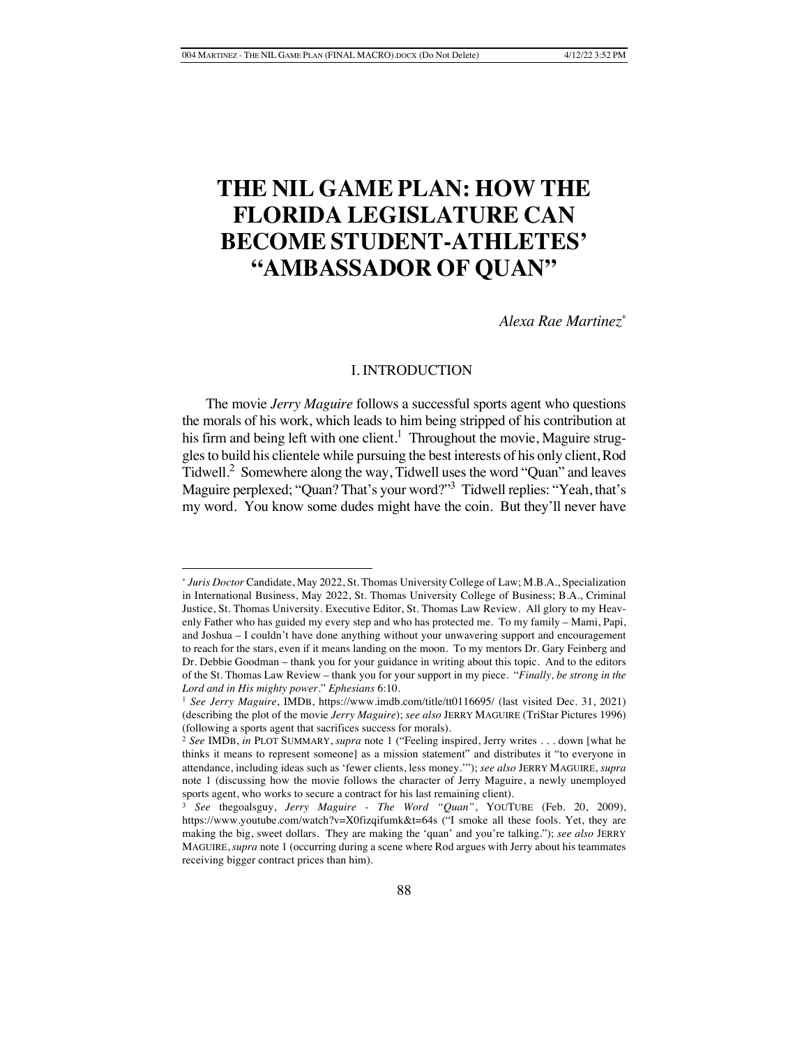# THE NIL GAME PLAN: HOW THE FLORIDA LEGISLATURE CAN BECOME STUDENT-ATHLETES' "AMBASSADOR OF QUAN"

*Alexa Rae Martinez*[*]

## I. INTRODUCTION

The movie *Jerry Maguire* follows a successful sports agent who questions the morals of his work, which leads to him being stripped of his contribution at his firm and being left with one client.[1] Throughout the movie, Maguire struggles to build his clientele while pursuing the best interests of his only client, Rod Tidwell.[2] Somewhere along the way, Tidwell uses the word "Quan" and leaves Maguire perplexed; "Quan? That's your word?"[3] Tidwell replies: "Yeah, that's my word. You know some dudes might have the coin. But they'll never have

---

[*] *Juris Doctor* Candidate, May 2022, St. Thomas University College of Law; M.B.A., Specialization in International Business, May 2022, St. Thomas University College of Business; B.A., Criminal Justice, St. Thomas University. Executive Editor, St. Thomas Law Review. All glory to my Heavenly Father who has guided my every step and who has protected me. To my family – Mami, Papi, and Joshua – I couldn't have done anything without your unwavering support and encouragement to reach for the stars, even if it means landing on the moon. To my mentors Dr. Gary Feinberg and Dr. Debbie Goodman – thank you for your guidance in writing about this topic. And to the editors of the St. Thomas Law Review – thank you for your support in my piece. "*Finally, be strong in the Lord and in His mighty power*." *Ephesians* 6:10.

[1] *See Jerry Maguire*, IMDB, https://www.imdb.com/title/tt0116695/ (last visited Dec. 31, 2021) (describing the plot of the movie *Jerry Maguire*); *see also* JERRY MAGUIRE (TriStar Pictures 1996) (following a sports agent that sacrifices success for morals).

[2] *See* IMDB, *in* PLOT SUMMARY, *supra* note 1 ("Feeling inspired, Jerry writes . . . down [what he thinks it means to represent someone] as a mission statement" and distributes it "to everyone in attendance, including ideas such as 'fewer clients, less money.'"); *see also* JERRY MAGUIRE, *supra* note 1 (discussing how the movie follows the character of Jerry Maguire, a newly unemployed sports agent, who works to secure a contract for his last remaining client).

[3] *See* thegoalsguy, *Jerry Maguire - The Word "Quan"*, YOUTUBE (Feb. 20, 2009), https://www.youtube.com/watch?v=X0fizqifumk&t=64s ("I smoke all these fools. Yet, they are making the big, sweet dollars. They are making the 'quan' and you're talking."); *see also* JERRY MAGUIRE, *supra* note 1 (occurring during a scene where Rod argues with Jerry about his teammates receiving bigger contract prices than him).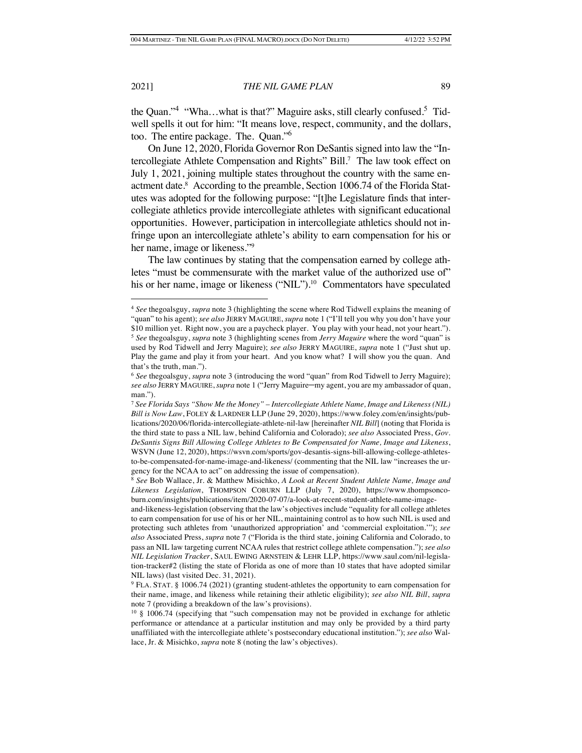the Quan."[4] "Wha…what is that?" Maguire asks, still clearly confused.[5] Tidwell spells it out for him: "It means love, respect, community, and the dollars, too. The entire package. The. Quan."[6]

On June 12, 2020, Florida Governor Ron DeSantis signed into law the "Intercollegiate Athlete Compensation and Rights" Bill.[7] The law took effect on July 1, 2021, joining multiple states throughout the country with the same enactment date.[8] According to the preamble, Section 1006.74 of the Florida Statutes was adopted for the following purpose: "[t]he Legislature finds that intercollegiate athletics provide intercollegiate athletes with significant educational opportunities. However, participation in intercollegiate athletics should not infringe upon an intercollegiate athlete's ability to earn compensation for his or her name, image or likeness."[9]

The law continues by stating that the compensation earned by college athletes "must be commensurate with the market value of the authorized use of" his or her name, image or likeness ("NIL").[10] Commentators have speculated

---

[4] *See* thegoalsguy, *supra* note 3 (highlighting the scene where Rod Tidwell explains the meaning of "quan" to his agent); *see also* JERRY MAGUIRE, *supra* note 1 ("I'll tell you why you don't have your $10 million yet. Right now, you are a paycheck player. You play with your head, not your heart.").

[5] *See* thegoalsguy, *supra* note 3 (highlighting scenes from *Jerry Maguire* where the word "quan" is used by Rod Tidwell and Jerry Maguire); *see also* JERRY MAGUIRE, *supra* note 1 ("Just shut up. Play the game and play it from your heart. And you know what? I will show you the quan. And that's the truth, man.").

[6] *See* thegoalsguy, *supra* note 3 (introducing the word "quan" from Rod Tidwell to Jerry Maguire); *see also* JERRY MAGUIRE, *supra* note 1 ("Jerry Maguire—my agent, you are my ambassador of quan, man.").

[7] *See Florida Says "Show Me the Money" – Intercollegiate Athlete Name, Image and Likeness (NIL) Bill is Now Law*, FOLEY & LARDNER LLP (June 29, 2020), https://www.foley.com/en/insights/publications/2020/06/florida-intercollegiate-athlete-nil-law [hereinafter *NIL Bill*] (noting that Florida is the third state to pass a NIL law, behind California and Colorado); *see also* Associated Press, *Gov. DeSantis Signs Bill Allowing College Athletes to Be Compensated for Name, Image and Likeness*, WSVN (June 12, 2020), https://wsvn.com/sports/gov-desantis-signs-bill-allowing-college-athletes-to-be-compensated-for-name-image-and-likeness/ (commenting that the NIL law "increases the urgency for the NCAA to act" on addressing the issue of compensation).

[8] *See* Bob Wallace, Jr. & Matthew Misichko, *A Look at Recent Student Athlete Name, Image and Likeness Legislation*, THOMPSON COBURN LLP (July 7, 2020), https://www.thompsoncoburn.com/insights/publications/item/2020-07-07/a-look-at-recent-student-athlete-name-image-and-likeness-legislation (observing that the law's objectives include "equality for all college athletes to earn compensation for use of his or her NIL, maintaining control as to how such NIL is used and protecting such athletes from 'unauthorized appropriation' and 'commercial exploitation.'"); *see also* Associated Press, *supra* note 7 ("Florida is the third state, joining California and Colorado, to pass an NIL law targeting current NCAA rules that restrict college athlete compensation."); *see also NIL Legislation Tracker*, SAUL EWING ARNSTEIN & LEHR LLP, https://www.saul.com/nil-legislation-tracker#2 (listing the state of Florida as one of more than 10 states that have adopted similar NIL laws) (last visited Dec. 31, 2021).

[9] FLA. STAT. § 1006.74 (2021) (granting student-athletes the opportunity to earn compensation for their name, image, and likeness while retaining their athletic eligibility); *see also NIL Bill*, *supra* note 7 (providing a breakdown of the law's provisions).

[10] § 1006.74 (specifying that "such compensation may not be provided in exchange for athletic performance or attendance at a particular institution and may only be provided by a third party unaffiliated with the intercollegiate athlete's postsecondary educational institution."); *see also* Wallace, Jr. & Misichko, *supra* note 8 (noting the law's objectives).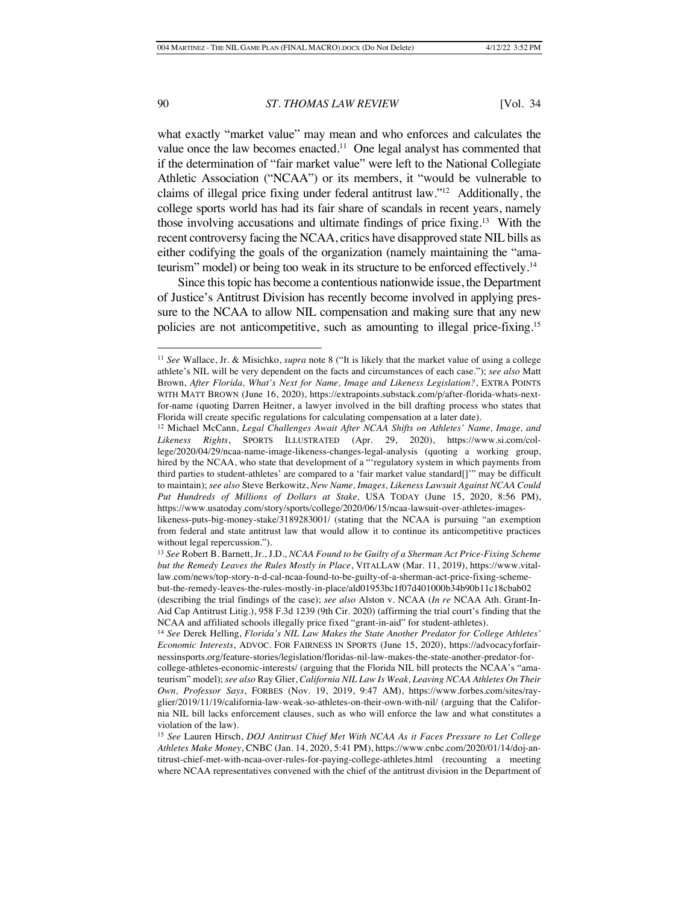what exactly "market value" may mean and who enforces and calculates the value once the law becomes enacted.[11] One legal analyst has commented that if the determination of "fair market value" were left to the National Collegiate Athletic Association ("NCAA") or its members, it "would be vulnerable to claims of illegal price fixing under federal antitrust law."[12] Additionally, the college sports world has had its fair share of scandals in recent years, namely those involving accusations and ultimate findings of price fixing.[13] With the recent controversy facing the NCAA, critics have disapproved state NIL bills as either codifying the goals of the organization (namely maintaining the "amateurism" model) or being too weak in its structure to be enforced effectively.[14]

Since this topic has become a contentious nationwide issue, the Department of Justice's Antitrust Division has recently become involved in applying pressure to the NCAA to allow NIL compensation and making sure that any new policies are not anticompetitive, such as amounting to illegal price-fixing.[15]

---

[11] *See* Wallace, Jr. & Misichko, *supra* note 8 ("It is likely that the market value of using a college athlete's NIL will be very dependent on the facts and circumstances of each case."); *see also* Matt Brown, *After Florida, What's Next for Name, Image and Likeness Legislation?*, EXTRA POINTS WITH MATT BROWN (June 16, 2020), https://extrapoints.substack.com/p/after-florida-whats-next-for-name (quoting Darren Heitner, a lawyer involved in the bill drafting process who states that Florida will create specific regulations for calculating compensation at a later date).

[12] Michael McCann, *Legal Challenges Await After NCAA Shifts on Athletes' Name, Image, and Likeness Rights*, SPORTS ILLUSTRATED (Apr. 29, 2020), https://www.si.com/college/2020/04/29/ncaa-name-image-likeness-changes-legal-analysis (quoting a working group, hired by the NCAA, who state that development of a "'regulatory system in which payments from third parties to student-athletes' are compared to a 'fair market value standard[]'" may be difficult to maintain); *see also* Steve Berkowitz, *New Name, Images, Likeness Lawsuit Against NCAA Could Put Hundreds of Millions of Dollars at Stake,* USA TODAY (June 15, 2020, 8:56 PM), https://www.usatoday.com/story/sports/college/2020/06/15/ncaa-lawsuit-over-athletes-images-likeness-puts-big-money-stake/3189283001/ (stating that the NCAA is pursuing "an exemption from federal and state antitrust law that would allow it to continue its anticompetitive practices without legal repercussion.").

[13] *See* Robert B. Barnett, Jr., J.D., *NCAA Found to be Guilty of a Sherman Act Price-Fixing Scheme but the Remedy Leaves the Rules Mostly in Place*, VITALLAW (Mar. 11, 2019), https://www.vitallaw.com/news/top-story-n-d-cal-ncaa-found-to-be-guilty-of-a-sherman-act-price-fixing-scheme-but-the-remedy-leaves-the-rules-mostly-in-place/ald01953bc1f07d401000b34b90b11c18cbab02 (describing the trial findings of the case); *see also* Alston v. NCAA (*In re* NCAA Ath. Grant-In-Aid Cap Antitrust Litig.), 958 F.3d 1239 (9th Cir. 2020) (affirming the trial court's finding that the NCAA and affiliated schools illegally price fixed "grant-in-aid" for student-athletes).

[14] *See* Derek Helling, *Florida's NIL Law Makes the State Another Predator for College Athletes' Economic Interests*, ADVOC. FOR FAIRNESS IN SPORTS (June 15, 2020), https://advocacyforfairnessinsports.org/feature-stories/legislation/floridas-nil-law-makes-the-state-another-predator-for-college-athletes-economic-interests/ (arguing that the Florida NIL bill protects the NCAA's "amateurism" model); *see also* Ray Glier, *California NIL Law Is Weak, Leaving NCAA Athletes On Their Own, Professor Says*, FORBES (Nov. 19, 2019, 9:47 AM), https://www.forbes.com/sites/rayglier/2019/11/19/california-law-weak-so-athletes-on-their-own-with-nil/ (arguing that the California NIL bill lacks enforcement clauses, such as who will enforce the law and what constitutes a violation of the law).

[15] *See* Lauren Hirsch, *DOJ Antitrust Chief Met With NCAA As it Faces Pressure to Let College Athletes Make Money*, CNBC (Jan. 14, 2020, 5:41 PM), https://www.cnbc.com/2020/01/14/doj-antitrust-chief-met-with-ncaa-over-rules-for-paying-college-athletes.html (recounting a meeting where NCAA representatives convened with the chief of the antitrust division in the Department of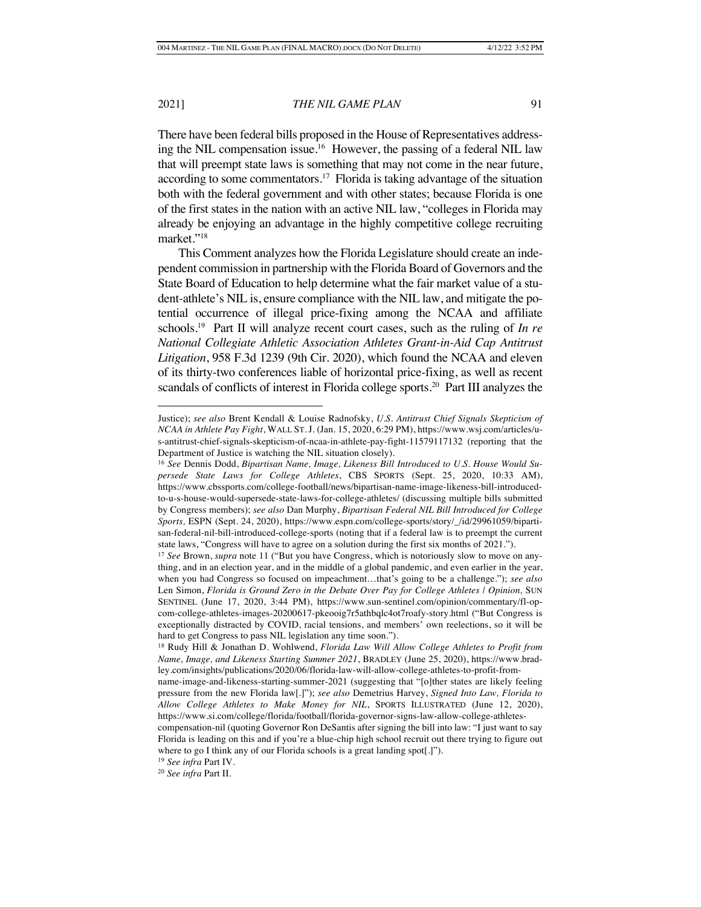There have been federal bills proposed in the House of Representatives addressing the NIL compensation issue.[16] However, the passing of a federal NIL law that will preempt state laws is something that may not come in the near future, according to some commentators.[17] Florida is taking advantage of the situation both with the federal government and with other states; because Florida is one of the first states in the nation with an active NIL law, "colleges in Florida may already be enjoying an advantage in the highly competitive college recruiting market."[18]

This Comment analyzes how the Florida Legislature should create an independent commission in partnership with the Florida Board of Governors and the State Board of Education to help determine what the fair market value of a student-athlete's NIL is, ensure compliance with the NIL law, and mitigate the potential occurrence of illegal price-fixing among the NCAA and affiliate schools.[19] Part II will analyze recent court cases, such as the ruling of *In re National Collegiate Athletic Association Athletes Grant-in-Aid Cap Antitrust Litigation*, 958 F.3d 1239 (9th Cir. 2020), which found the NCAA and eleven of its thirty-two conferences liable of horizontal price-fixing, as well as recent scandals of conflicts of interest in Florida college sports.[20] Part III analyzes the

---

Justice); *see also* Brent Kendall & Louise Radnofsky, *U.S. Antitrust Chief Signals Skepticism of NCAA in Athlete Pay Fight*, WALL ST. J. (Jan. 15, 2020, 6:29 PM), https://www.wsj.com/articles/u-s-antitrust-chief-signals-skepticism-of-ncaa-in-athlete-pay-fight-11579117132 (reporting that the Department of Justice is watching the NIL situation closely).

[16] *See* Dennis Dodd, *Bipartisan Name, Image, Likeness Bill Introduced to U.S. House Would Supersede State Laws for College Athletes*, CBS SPORTS (Sept. 25, 2020, 10:33 AM), https://www.cbssports.com/college-football/news/bipartisan-name-image-likeness-bill-introduced-to-u-s-house-would-supersede-state-laws-for-college-athletes/ (discussing multiple bills submitted by Congress members); *see also* Dan Murphy, *Bipartisan Federal NIL Bill Introduced for College Sports*, ESPN (Sept. 24, 2020), https://www.espn.com/college-sports/story/_/id/29961059/bipartisan-federal-nil-bill-introduced-college-sports (noting that if a federal law is to preempt the current state laws, "Congress will have to agree on a solution during the first six months of 2021.").

[17] *See* Brown, *supra* note 11 ("But you have Congress, which is notoriously slow to move on anything, and in an election year, and in the middle of a global pandemic, and even earlier in the year, when you had Congress so focused on impeachment…that's going to be a challenge."); *see also* Len Simon, *Florida is Ground Zero in the Debate Over Pay for College Athletes | Opinion*, SUN SENTINEL (June 17, 2020, 3:44 PM), https://www.sun-sentinel.com/opinion/commentary/fl-op-com-college-athletes-images-20200617-pkeooig7r5athbqlc4ot7roafy-story.html ("But Congress is exceptionally distracted by COVID, racial tensions, and members' own reelections, so it will be hard to get Congress to pass NIL legislation any time soon.").

[18] Rudy Hill & Jonathan D. Wohlwend, *Florida Law Will Allow College Athletes to Profit from Name, Image, and Likeness Starting Summer 2021*, BRADLEY (June 25, 2020), https://www.bradley.com/insights/publications/2020/06/florida-law-will-allow-college-athletes-to-profit-from-name-image-and-likeness-starting-summer-2021 (suggesting that "[o]ther states are likely feeling pressure from the new Florida law[.]"); *see also* Demetrius Harvey, *Signed Into Law, Florida to Allow College Athletes to Make Money for NIL*, SPORTS ILLUSTRATED (June 12, 2020), https://www.si.com/college/florida/football/florida-governor-signs-law-allow-college-athletes-compensation-nil (quoting Governor Ron DeSantis after signing the bill into law: "I just want to say Florida is leading on this and if you're a blue-chip high school recruit out there trying to figure out where to go I think any of our Florida schools is a great landing spot[.]").

[19] *See infra* Part IV.

[20] *See infra* Part II.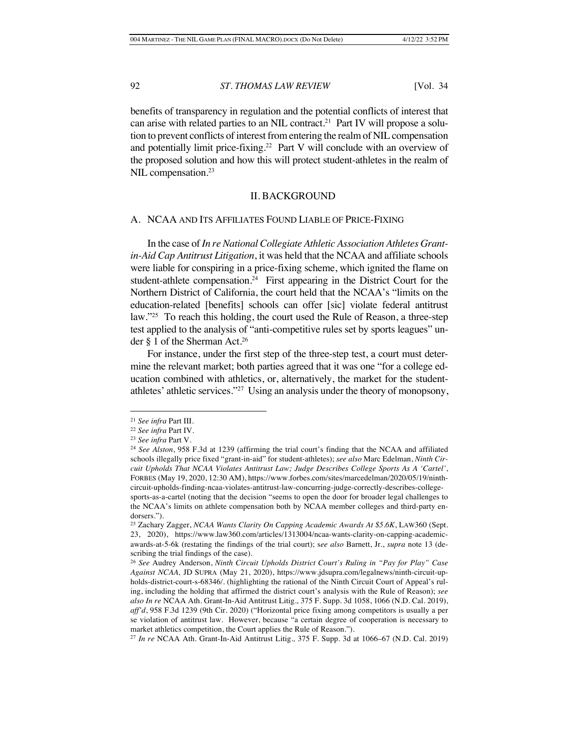benefits of transparency in regulation and the potential conflicts of interest that can arise with related parties to an NIL contract.[21] Part IV will propose a solution to prevent conflicts of interest from entering the realm of NIL compensation and potentially limit price-fixing.[22] Part V will conclude with an overview of the proposed solution and how this will protect student-athletes in the realm of NIL compensation.[23]

## II. BACKGROUND

### A. NCAA AND ITS AFFILIATES FOUND LIABLE OF PRICE-FIXING

In the case of *In re National Collegiate Athletic Association Athletes Grant-in-Aid Cap Antitrust Litigation*, it was held that the NCAA and affiliate schools were liable for conspiring in a price-fixing scheme, which ignited the flame on student-athlete compensation.[24] First appearing in the District Court for the Northern District of California, the court held that the NCAA's "limits on the education-related [benefits] schools can offer [sic] violate federal antitrust law."[25] To reach this holding, the court used the Rule of Reason, a three-step test applied to the analysis of "anti-competitive rules set by sports leagues" under § 1 of the Sherman Act.[26]

For instance, under the first step of the three-step test, a court must determine the relevant market; both parties agreed that it was one "for a college education combined with athletics, or, alternatively, the market for the student-athletes' athletic services."[27] Using an analysis under the theory of monopsony,

---

[21] *See infra* Part III.

[22] *See infra* Part IV.

[23] *See infra* Part V.

[24] *See Alston*, 958 F.3d at 1239 (affirming the trial court's finding that the NCAA and affiliated schools illegally price fixed "grant-in-aid" for student-athletes); *see also* Marc Edelman, *Ninth Circuit Upholds That NCAA Violates Antitrust Law; Judge Describes College Sports As A 'Cartel'*, FORBES (May 19, 2020, 12:30 AM), https://www.forbes.com/sites/marcedelman/2020/05/19/ninth-circuit-upholds-finding-ncaa-violates-antitrust-law-concurring-judge-correctly-describes-college-sports-as-a-cartel (noting that the decision "seems to open the door for broader legal challenges to the NCAA's limits on athlete compensation both by NCAA member colleges and third-party endorsers.").

[25] Zachary Zagger, *NCAA Wants Clarity On Capping Academic Awards At $5.6K*, LAW360 (Sept. 23, 2020), https://www.law360.com/articles/1313004/ncaa-wants-clarity-on-capping-academic-awards-at-5-6k (restating the findings of the trial court); s*ee also* Barnett, Jr., *supra* note 13 (describing the trial findings of the case).

[26] *See* Audrey Anderson, *Ninth Circuit Upholds District Court's Ruling in "Pay for Play" Case Against NCAA,* JD SUPRA (May 21, 2020), https://www.jdsupra.com/legalnews/ninth-circuit-upholds-district-court-s-68346/. (highlighting the rational of the Ninth Circuit Court of Appeal's ruling, including the holding that affirmed the district court's analysis with the Rule of Reason); *see also In re* NCAA Ath. Grant-In-Aid Antitrust Litig*.,* 375 F. Supp. 3d 1058, 1066 (N.D. Cal. 2019), *aff'd*, 958 F.3d 1239 (9th Cir. 2020) ("Horizontal price fixing among competitors is usually a per se violation of antitrust law. However, because "a certain degree of cooperation is necessary to market athletics competition, the Court applies the Rule of Reason.").

[27] *In re* NCAA Ath. Grant-In-Aid Antitrust Litig*.,* 375 F. Supp. 3d at 1066–67 (N.D. Cal. 2019)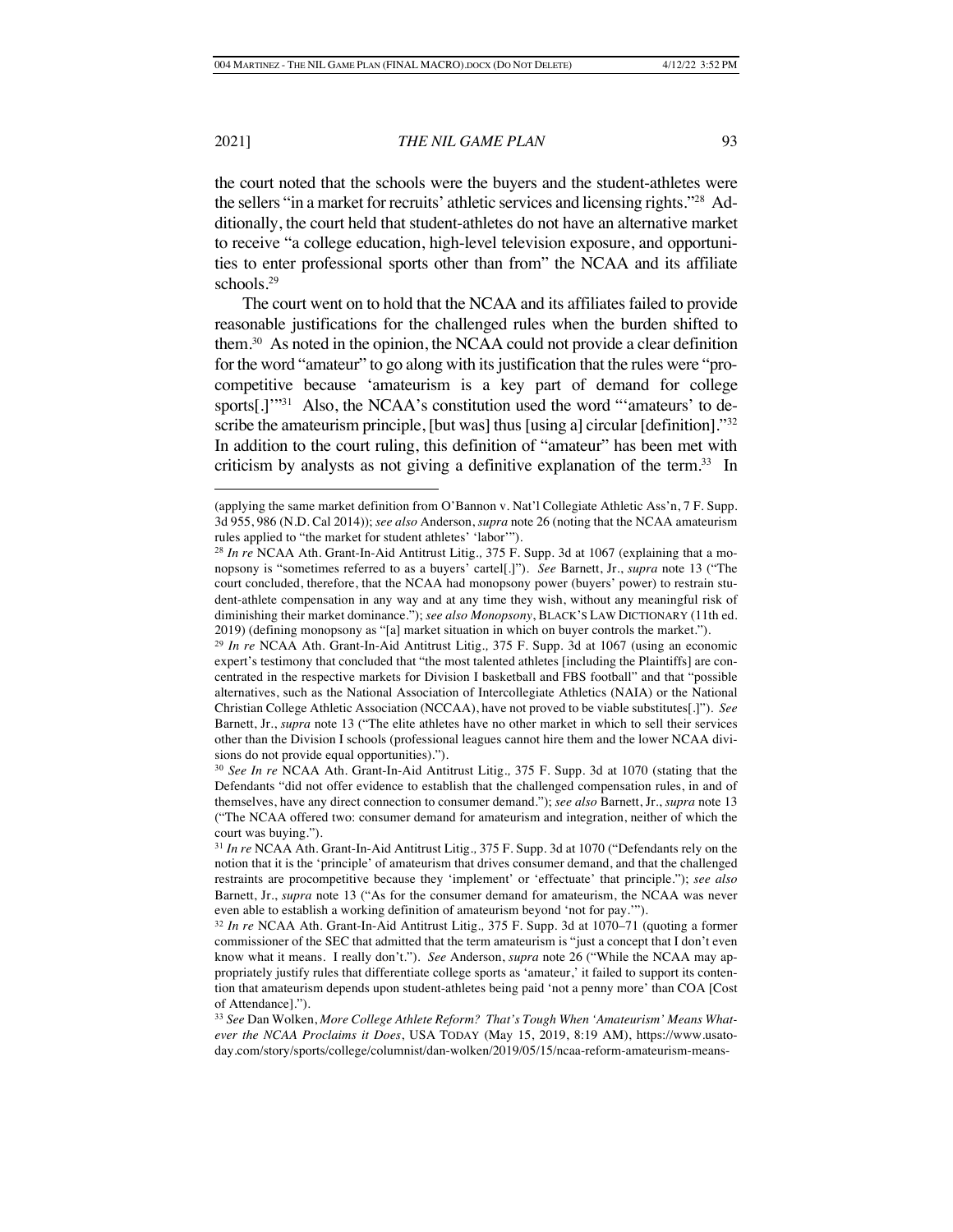the court noted that the schools were the buyers and the student-athletes were the sellers "in a market for recruits' athletic services and licensing rights."[28] Additionally, the court held that student-athletes do not have an alternative market to receive "a college education, high-level television exposure, and opportunities to enter professional sports other than from" the NCAA and its affiliate schools.[29]

The court went on to hold that the NCAA and its affiliates failed to provide reasonable justifications for the challenged rules when the burden shifted to them.[30] As noted in the opinion, the NCAA could not provide a clear definition for the word "amateur" to go along with its justification that the rules were "procompetitive because 'amateurism is a key part of demand for college sports[.]'"[31] Also, the NCAA's constitution used the word "'amateurs' to describe the amateurism principle, [but was] thus [using a] circular [definition]."[32] In addition to the court ruling, this definition of "amateur" has been met with criticism by analysts as not giving a definitive explanation of the term.[33] In

---

(applying the same market definition from O'Bannon v. Nat'l Collegiate Athletic Ass'n, 7 F. Supp. 3d 955, 986 (N.D. Cal 2014)); *see also* Anderson, *supra* note 26 (noting that the NCAA amateurism rules applied to "the market for student athletes' 'labor'").

[28] *In re* NCAA Ath. Grant-In-Aid Antitrust Litig., 375 F. Supp. 3d at 1067 (explaining that a monopsony is "sometimes referred to as a buyers' cartel[.]"). *See* Barnett, Jr., *supra* note 13 ("The court concluded, therefore, that the NCAA had monopsony power (buyers' power) to restrain student-athlete compensation in any way and at any time they wish, without any meaningful risk of diminishing their market dominance."); *see also Monopsony*, BLACK'S LAW DICTIONARY (11th ed. 2019) (defining monopsony as "[a] market situation in which one buyer controls the market.").

[29] *In re* NCAA Ath. Grant-In-Aid Antitrust Litig., 375 F. Supp. 3d at 1067 (using an economic expert's testimony that concluded that "the most talented athletes [including the Plaintiffs] are concentrated in the respective markets for Division I basketball and FBS football" and that "possible alternatives, such as the National Association of Intercollegiate Athletics (NAIA) or the National Christian College Athletic Association (NCCAA), have not proved to be viable substitutes[.]"). *See* Barnett, Jr., *supra* note 13 ("The elite athletes have no other market in which to sell their services other than the Division I schools (professional leagues cannot hire them and the lower NCAA divisions do not provide equal opportunities).").

[30] *See In re* NCAA Ath. Grant-In-Aid Antitrust Litig., 375 F. Supp. 3d at 1070 (stating that the Defendants "did not offer evidence to establish that the challenged compensation rules, in and of themselves, have any direct connection to consumer demand."); *see also* Barnett, Jr., *supra* note 13 ("The NCAA offered two: consumer demand for amateurism and integration, neither of which the court was buying.").

[31] *In re* NCAA Ath. Grant-In-Aid Antitrust Litig., 375 F. Supp. 3d at 1070 ("Defendants rely on the notion that it is the 'principle' of amateurism that drives consumer demand, and that the challenged restraints are procompetitive because they 'implement' or 'effectuate' that principle."); *see also* Barnett, Jr., *supra* note 13 ("As for the consumer demand for amateurism, the NCAA was never even able to establish a working definition of amateurism beyond 'not for pay.'").

[32] *In re* NCAA Ath. Grant-In-Aid Antitrust Litig., 375 F. Supp. 3d at 1070–71 (quoting a former commissioner of the SEC that admitted that the term amateurism is "just a concept that I don't even know what it means. I really don't."). *See* Anderson, *supra* note 26 ("While the NCAA may appropriately justify rules that differentiate college sports as 'amateur,' it failed to support its contention that amateurism depends upon student-athletes being paid 'not a penny more' than COA [Cost of Attendance].").

[33] *See* Dan Wolken, *More College Athlete Reform? That's Tough When 'Amateurism' Means Whatever the NCAA Proclaims it Does*, USA TODAY (May 15, 2019, 8:19 AM), https://www.usatoday.com/story/sports/college/columnist/dan-wolken/2019/05/15/ncaa-reform-amateurism-means-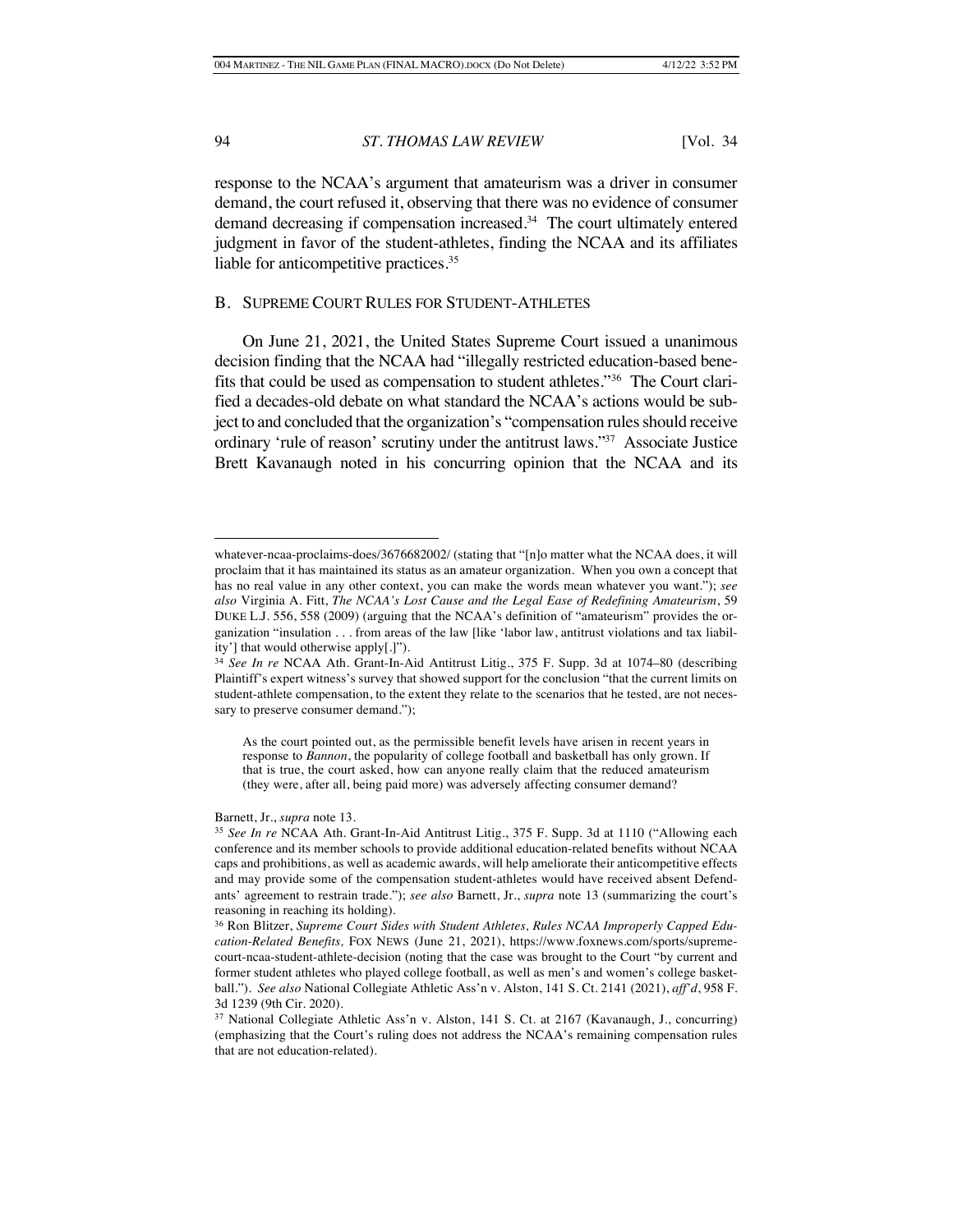response to the NCAA's argument that amateurism was a driver in consumer demand, the court refused it, observing that there was no evidence of consumer demand decreasing if compensation increased.[34] The court ultimately entered judgment in favor of the student-athletes, finding the NCAA and its affiliates liable for anticompetitive practices.[35]

## B. Supreme Court Rules for Student-Athletes

On June 21, 2021, the United States Supreme Court issued a unanimous decision finding that the NCAA had "illegally restricted education-based benefits that could be used as compensation to student athletes."[36] The Court clarified a decades-old debate on what standard the NCAA's actions would be subject to and concluded that the organization's "compensation rules should receive ordinary 'rule of reason' scrutiny under the antitrust laws."[37] Associate Justice Brett Kavanaugh noted in his concurring opinion that the NCAA and its

---

whatever-ncaa-proclaims-does/3676682002/ (stating that "[n]o matter what the NCAA does, it will proclaim that it has maintained its status as an amateur organization. When you own a concept that has no real value in any other context, you can make the words mean whatever you want."); *see also* Virginia A. Fitt, *The NCAA's Lost Cause and the Legal Ease of Redefining Amateurism*, 59 DUKE L.J. 556, 558 (2009) (arguing that the NCAA's definition of "amateurism" provides the organization "insulation . . . from areas of the law [like 'labor law, antitrust violations and tax liability'] that would otherwise apply[.]").

[34] *See In re* NCAA Ath. Grant-In-Aid Antitrust Litig., 375 F. Supp. 3d at 1074–80 (describing Plaintiff's expert witness's survey that showed support for the conclusion "that the current limits on student-athlete compensation, to the extent they relate to the scenarios that he tested, are not necessary to preserve consumer demand.");

> As the court pointed out, as the permissible benefit levels have arisen in recent years in response to *Bannon*, the popularity of college football and basketball has only grown. If that is true, the court asked, how can anyone really claim that the reduced amateurism (they were, after all, being paid more) was adversely affecting consumer demand?

Barnett, Jr., *supra* note 13.

[35] *See In re* NCAA Ath. Grant-In-Aid Antitrust Litig., 375 F. Supp. 3d at 1110 ("Allowing each conference and its member schools to provide additional education-related benefits without NCAA caps and prohibitions, as well as academic awards, will help ameliorate their anticompetitive effects and may provide some of the compensation student-athletes would have received absent Defendants' agreement to restrain trade."); *see also* Barnett, Jr., *supra* note 13 (summarizing the court's reasoning in reaching its holding).

[36] Ron Blitzer, *Supreme Court Sides with Student Athletes, Rules NCAA Improperly Capped Education-Related Benefits,* FOX NEWS (June 21, 2021), https://www.foxnews.com/sports/supreme-court-ncaa-student-athlete-decision (noting that the case was brought to the Court "by current and former student athletes who played college football, as well as men's and women's college basketball."). *See also* National Collegiate Athletic Ass'n v. Alston, 141 S. Ct. 2141 (2021), *aff'd*, 958 F. 3d 1239 (9th Cir. 2020).

[37] National Collegiate Athletic Ass'n v. Alston, 141 S. Ct. at 2167 (Kavanaugh, J., concurring) (emphasizing that the Court's ruling does not address the NCAA's remaining compensation rules that are not education-related).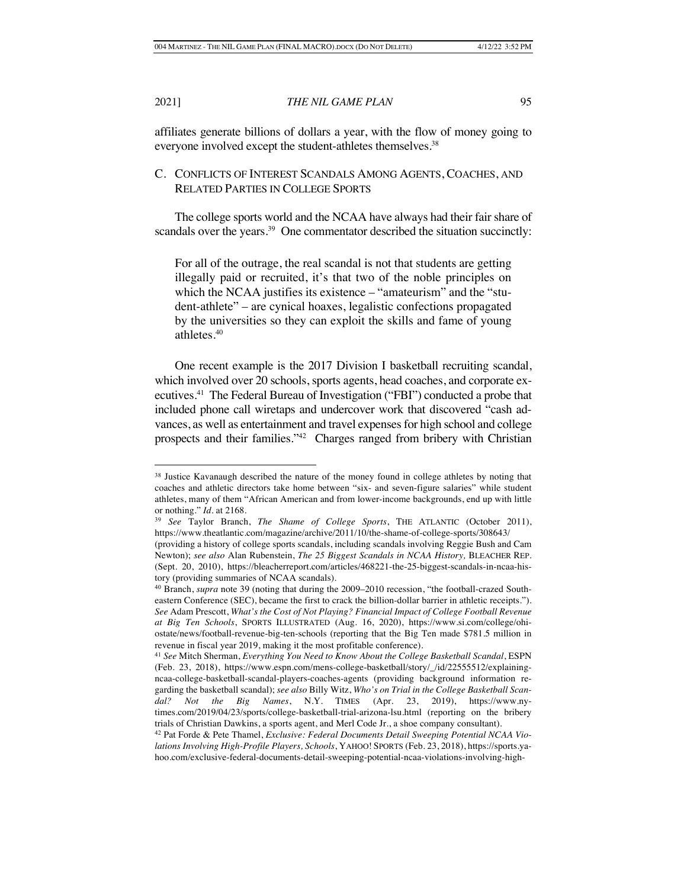affiliates generate billions of dollars a year, with the flow of money going to everyone involved except the student-athletes themselves.[38]

### C. Conflicts of Interest Scandals Among Agents, Coaches, and Related Parties in College Sports

The college sports world and the NCAA have always had their fair share of scandals over the years.[39] One commentator described the situation succinctly:

> For all of the outrage, the real scandal is not that students are getting illegally paid or recruited, it's that two of the noble principles on which the NCAA justifies its existence – "amateurism" and the "student-athlete" – are cynical hoaxes, legalistic confections propagated by the universities so they can exploit the skills and fame of young athletes.[40]

One recent example is the 2017 Division I basketball recruiting scandal, which involved over 20 schools, sports agents, head coaches, and corporate executives.[41] The Federal Bureau of Investigation ("FBI") conducted a probe that included phone call wiretaps and undercover work that discovered "cash advances, as well as entertainment and travel expenses for high school and college prospects and their families."[42] Charges ranged from bribery with Christian

---

[38] Justice Kavanaugh described the nature of the money found in college athletes by noting that coaches and athletic directors take home between "six- and seven-figure salaries" while student athletes, many of them "African American and from lower-income backgrounds, end up with little or nothing." *Id.* at 2168.

[39] *See* Taylor Branch, *The Shame of College Sports*, THE ATLANTIC (October 2011), https://www.theatlantic.com/magazine/archive/2011/10/the-shame-of-college-sports/308643/ (providing a history of college sports scandals, including scandals involving Reggie Bush and Cam Newton); *see also* Alan Rubenstein, *The 25 Biggest Scandals in NCAA History,* BLEACHER REP. (Sept. 20, 2010), https://bleacherreport.com/articles/468221-the-25-biggest-scandals-in-ncaa-history (providing summaries of NCAA scandals).

[40] Branch, *supra* note 39 (noting that during the 2009–2010 recession, "the football-crazed Southeastern Conference (SEC), became the first to crack the billion-dollar barrier in athletic receipts."). *See* Adam Prescott, *What's the Cost of Not Playing? Financial Impact of College Football Revenue at Big Ten Schools*, SPORTS ILLUSTRATED (Aug. 16, 2020), https://www.si.com/college/ohiostate/news/football-revenue-big-ten-schools (reporting that the Big Ten made \$781.5 million in revenue in fiscal year 2019, making it the most profitable conference).

[41] *See* Mitch Sherman, *Everything You Need to Know About the College Basketball Scandal*, ESPN (Feb. 23, 2018), https://www.espn.com/mens-college-basketball/story/_/id/22555512/explaining-ncaa-college-basketball-scandal-players-coaches-agents (providing background information regarding the basketball scandal); *see also* Billy Witz, *Who's on Trial in the College Basketball Scandal? Not the Big Names*, N.Y. TIMES (Apr. 23, 2019), https://www.nytimes.com/2019/04/23/sports/college-basketball-trial-arizona-lsu.html (reporting on the bribery trials of Christian Dawkins, a sports agent, and Merl Code Jr., a shoe company consultant).

[42] Pat Forde & Pete Thamel, *Exclusive: Federal Documents Detail Sweeping Potential NCAA Violations Involving High-Profile Players, Schools*, YAHOO! SPORTS (Feb. 23, 2018), https://sports.yahoo.com/exclusive-federal-documents-detail-sweeping-potential-ncaa-violations-involving-high-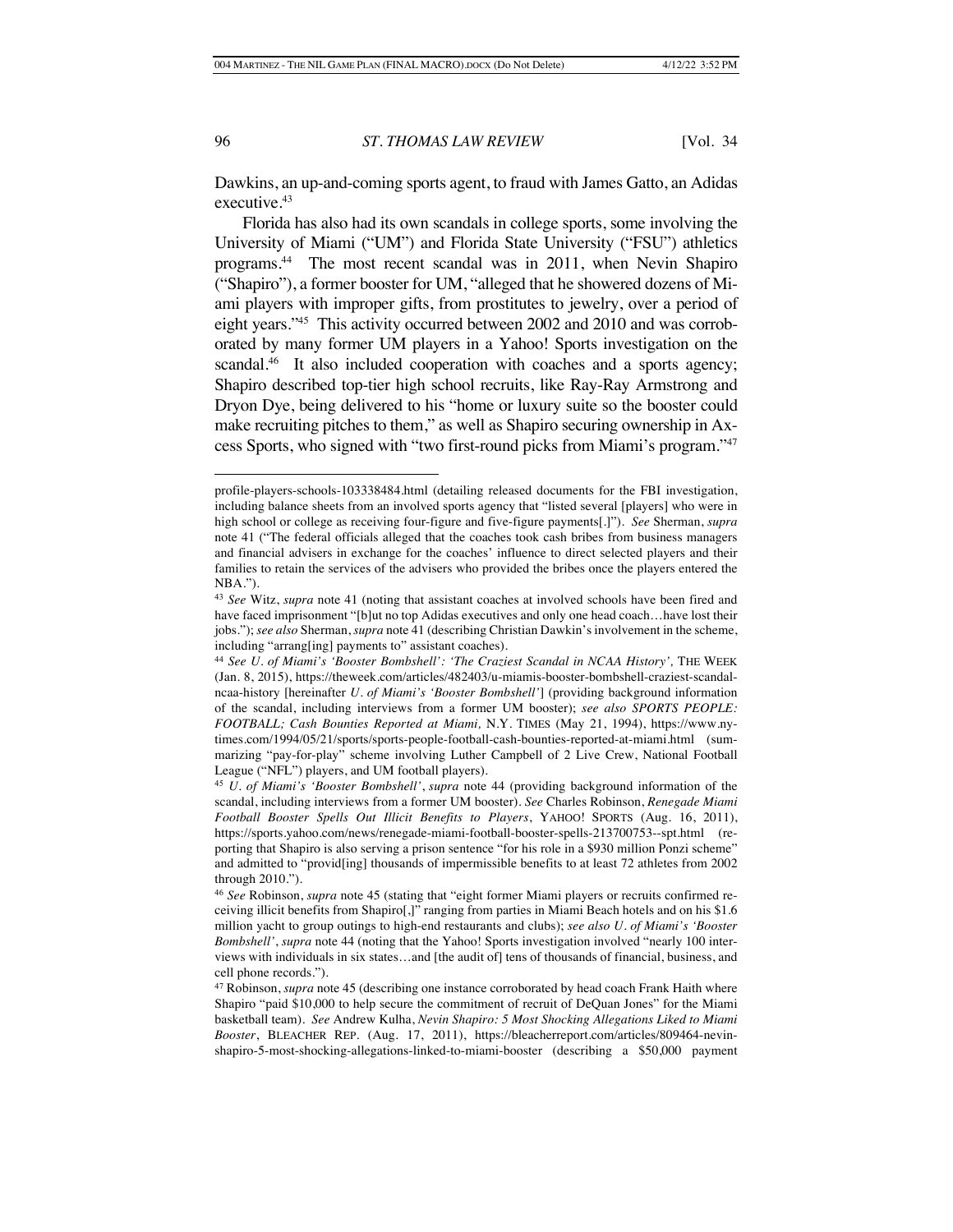Dawkins, an up-and-coming sports agent, to fraud with James Gatto, an Adidas executive.[43]

Florida has also had its own scandals in college sports, some involving the University of Miami ("UM") and Florida State University ("FSU") athletics programs.[44] The most recent scandal was in 2011, when Nevin Shapiro ("Shapiro"), a former booster for UM, "alleged that he showered dozens of Miami players with improper gifts, from prostitutes to jewelry, over a period of eight years."[45] This activity occurred between 2002 and 2010 and was corroborated by many former UM players in a Yahoo! Sports investigation on the scandal.[46] It also included cooperation with coaches and a sports agency; Shapiro described top-tier high school recruits, like Ray-Ray Armstrong and Dryon Dye, being delivered to his "home or luxury suite so the booster could make recruiting pitches to them," as well as Shapiro securing ownership in Axcess Sports, who signed with "two first-round picks from Miami's program."[47]

---

profile-players-schools-103338484.html (detailing released documents for the FBI investigation, including balance sheets from an involved sports agency that "listed several [players] who were in high school or college as receiving four-figure and five-figure payments[.]"). *See* Sherman, *supra* note 41 ("The federal officials alleged that the coaches took cash bribes from business managers and financial advisers in exchange for the coaches' influence to direct selected players and their families to retain the services of the advisers who provided the bribes once the players entered the NBA.").

[43] *See* Witz, *supra* note 41 (noting that assistant coaches at involved schools have been fired and have faced imprisonment "[b]ut no top Adidas executives and only one head coach…have lost their jobs."); *see also* Sherman, *supra* note 41 (describing Christian Dawkin's involvement in the scheme, including "arrang[ing] payments to" assistant coaches).

[44] *See U. of Miami's 'Booster Bombshell': 'The Craziest Scandal in NCAA History'*, THE WEEK (Jan. 8, 2015), https://theweek.com/articles/482403/u-miamis-booster-bombshell-craziest-scandal-ncaa-history [hereinafter *U. of Miami's 'Booster Bombshell'*] (providing background information of the scandal, including interviews from a former UM booster); *see also SPORTS PEOPLE: FOOTBALL; Cash Bounties Reported at Miami*, N.Y. TIMES (May 21, 1994), https://www.nytimes.com/1994/05/21/sports/sports-people-football-cash-bounties-reported-at-miami.html (summarizing "pay-for-play" scheme involving Luther Campbell of 2 Live Crew, National Football League ("NFL") players, and UM football players).

[45] *U. of Miami's 'Booster Bombshell'*, *supra* note 44 (providing background information of the scandal, including interviews from a former UM booster). *See* Charles Robinson, *Renegade Miami Football Booster Spells Out Illicit Benefits to Players*, YAHOO! SPORTS (Aug. 16, 2011), https://sports.yahoo.com/news/renegade-miami-football-booster-spells-213700753--spt.html (reporting that Shapiro is also serving a prison sentence "for his role in a $930 million Ponzi scheme" and admitted to "provid[ing] thousands of impermissible benefits to at least 72 athletes from 2002 through 2010.").

[46] *See* Robinson, *supra* note 45 (stating that "eight former Miami players or recruits confirmed receiving illicit benefits from Shapiro[,]" ranging from parties in Miami Beach hotels and on his $1.6 million yacht to group outings to high-end restaurants and clubs); *see also U. of Miami's 'Booster Bombshell'*, *supra* note 44 (noting that the Yahoo! Sports investigation involved "nearly 100 interviews with individuals in six states…and [the audit of] tens of thousands of financial, business, and cell phone records.").

[47] Robinson, *supra* note 45 (describing one instance corroborated by head coach Frank Haith where Shapiro "paid $10,000 to help secure the commitment of recruit of DeQuan Jones" for the Miami basketball team). *See* Andrew Kulha, *Nevin Shapiro: 5 Most Shocking Allegations Liked to Miami Booster*, BLEACHER REP. (Aug. 17, 2011), https://bleacherreport.com/articles/809464-nevin-shapiro-5-most-shocking-allegations-linked-to-miami-booster (describing a $50,000 payment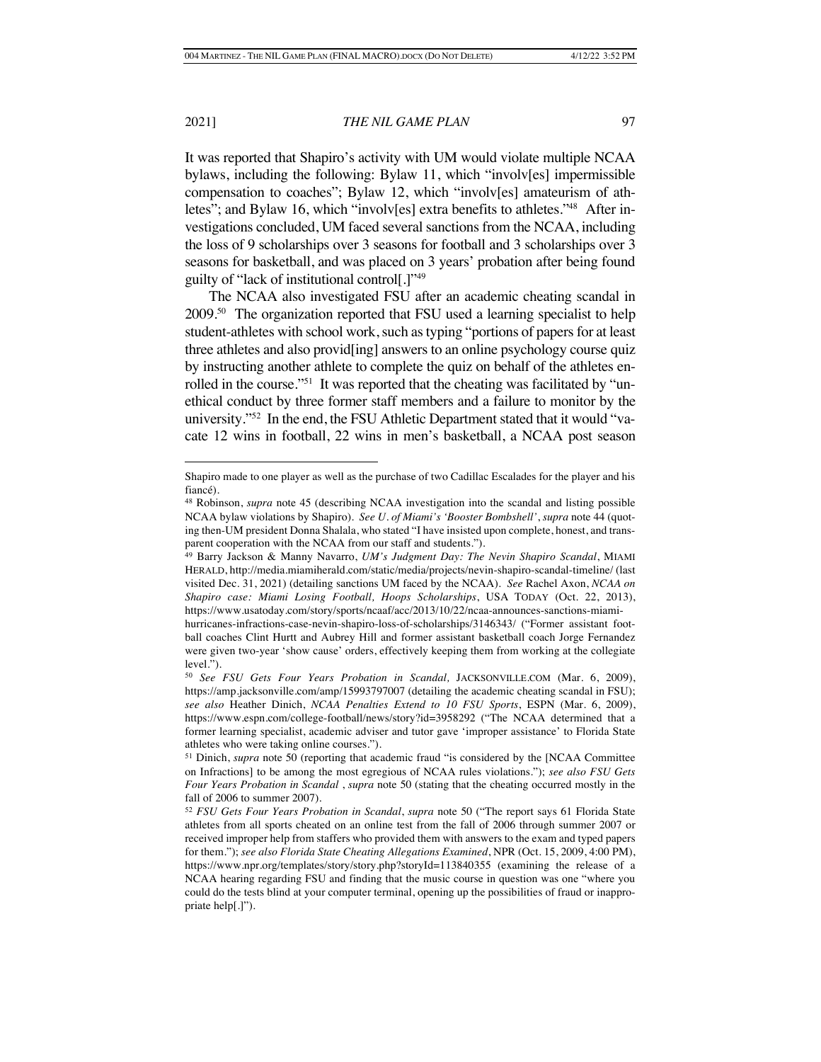It was reported that Shapiro's activity with UM would violate multiple NCAA bylaws, including the following: Bylaw 11, which "involv[es] impermissible compensation to coaches"; Bylaw 12, which "involv[es] amateurism of athletes"; and Bylaw 16, which "involv[es] extra benefits to athletes."[48] After investigations concluded, UM faced several sanctions from the NCAA, including the loss of 9 scholarships over 3 seasons for football and 3 scholarships over 3 seasons for basketball, and was placed on 3 years' probation after being found guilty of "lack of institutional control[.]"[49]

The NCAA also investigated FSU after an academic cheating scandal in 2009.[50] The organization reported that FSU used a learning specialist to help student-athletes with school work, such as typing "portions of papers for at least three athletes and also provid[ing] answers to an online psychology course quiz by instructing another athlete to complete the quiz on behalf of the athletes enrolled in the course."[51] It was reported that the cheating was facilitated by "unethical conduct by three former staff members and a failure to monitor by the university."[52] In the end, the FSU Athletic Department stated that it would "vacate 12 wins in football, 22 wins in men's basketball, a NCAA post season

---

Shapiro made to one player as well as the purchase of two Cadillac Escalades for the player and his fiancé).

[48] Robinson, *supra* note 45 (describing NCAA investigation into the scandal and listing possible NCAA bylaw violations by Shapiro). *See U. of Miami's 'Booster Bombshell'*, *supra* note 44 (quoting then-UM president Donna Shalala, who stated "I have insisted upon complete, honest, and transparent cooperation with the NCAA from our staff and students.").

[49] Barry Jackson & Manny Navarro, *UM's Judgment Day: The Nevin Shapiro Scandal*, MIAMI HERALD, http://media.miamiherald.com/static/media/projects/nevin-shapiro-scandal-timeline/ (last visited Dec. 31, 2021) (detailing sanctions UM faced by the NCAA). *See* Rachel Axon, *NCAA on Shapiro case: Miami Losing Football, Hoops Scholarships*, USA TODAY (Oct. 22, 2013), https://www.usatoday.com/story/sports/ncaaf/acc/2013/10/22/ncaa-announces-sanctions-miami-hurricanes-infractions-case-nevin-shapiro-loss-of-scholarships/3146343/ ("Former assistant football coaches Clint Hurtt and Aubrey Hill and former assistant basketball coach Jorge Fernandez were given two-year 'show cause' orders, effectively keeping them from working at the collegiate level.").

[50] *See FSU Gets Four Years Probation in Scandal,* JACKSONVILLE.COM (Mar. 6, 2009), https://amp.jacksonville.com/amp/15993797007 (detailing the academic cheating scandal in FSU); *see also* Heather Dinich, *NCAA Penalties Extend to 10 FSU Sports*, ESPN (Mar. 6, 2009), https://www.espn.com/college-football/news/story?id=3958292 ("The NCAA determined that a former learning specialist, academic adviser and tutor gave 'improper assistance' to Florida State athletes who were taking online courses.").

[51] Dinich, *supra* note 50 (reporting that academic fraud "is considered by the [NCAA Committee on Infractions] to be among the most egregious of NCAA rules violations."); *see also FSU Gets Four Years Probation in Scandal* , *supra* note 50 (stating that the cheating occurred mostly in the fall of 2006 to summer 2007).

[52] *FSU Gets Four Years Probation in Scandal*, *supra* note 50 ("The report says 61 Florida State athletes from all sports cheated on an online test from the fall of 2006 through summer 2007 or received improper help from staffers who provided them with answers to the exam and typed papers for them."); *see also Florida State Cheating Allegations Examined*, NPR (Oct. 15, 2009, 4:00 PM), https://www.npr.org/templates/story/story.php?storyId=113840355 (examining the release of a NCAA hearing regarding FSU and finding that the music course in question was one "where you could do the tests blind at your computer terminal, opening up the possibilities of fraud or inappropriate help[.]").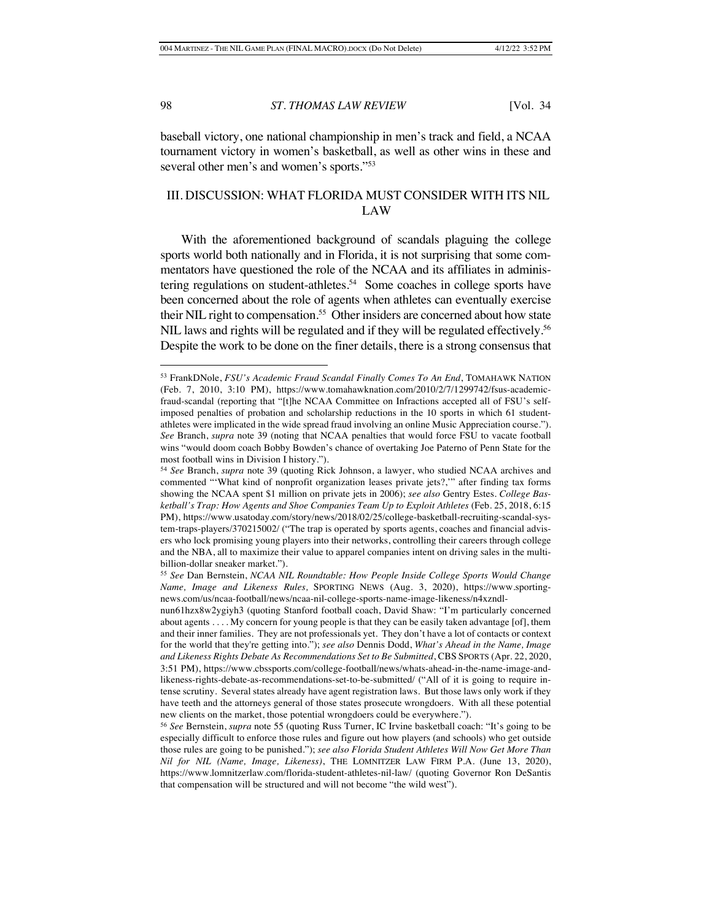baseball victory, one national championship in men's track and field, a NCAA tournament victory in women's basketball, as well as other wins in these and several other men's and women's sports."[53]

## III. DISCUSSION: WHAT FLORIDA MUST CONSIDER WITH ITS NIL LAW

With the aforementioned background of scandals plaguing the college sports world both nationally and in Florida, it is not surprising that some commentators have questioned the role of the NCAA and its affiliates in administering regulations on student-athletes.[54] Some coaches in college sports have been concerned about the role of agents when athletes can eventually exercise their NIL right to compensation.[55] Other insiders are concerned about how state NIL laws and rights will be regulated and if they will be regulated effectively.[56] Despite the work to be done on the finer details, there is a strong consensus that

---

[53] FrankDNole, *FSU's Academic Fraud Scandal Finally Comes To An End*, TOMAHAWK NATION (Feb. 7, 2010, 3:10 PM), https://www.tomahawknation.com/2010/2/7/1299742/fsus-academic-fraud-scandal (reporting that "[t]he NCAA Committee on Infractions accepted all of FSU's self-imposed penalties of probation and scholarship reductions in the 10 sports in which 61 student-athletes were implicated in the wide spread fraud involving an online Music Appreciation course."). *See* Branch, *supra* note 39 (noting that NCAA penalties that would force FSU to vacate football wins "would doom coach Bobby Bowden's chance of overtaking Joe Paterno of Penn State for the most football wins in Division I history.").

[54] *See* Branch, *supra* note 39 (quoting Rick Johnson, a lawyer, who studied NCAA archives and commented "'What kind of nonprofit organization leases private jets?,'" after finding tax forms showing the NCAA spent $1 million on private jets in 2006); *see also* Gentry Estes. *College Basketball's Trap: How Agents and Shoe Companies Team Up to Exploit Athletes* (Feb. 25, 2018, 6:15 PM), https://www.usatoday.com/story/news/2018/02/25/college-basketball-recruiting-scandal-system-traps-players/370215002/ ("The trap is operated by sports agents, coaches and financial advisers who lock promising young players into their networks, controlling their careers through college and the NBA, all to maximize their value to apparel companies intent on driving sales in the multi-billion-dollar sneaker market.").

[55] *See* Dan Bernstein, *NCAA NIL Roundtable: How People Inside College Sports Would Change Name, Image and Likeness Rules,* SPORTING NEWS (Aug. 3, 2020), https://www.sportingnews.com/us/ncaa-football/news/ncaa-nil-college-sports-name-image-likeness/n4xzndl-nun61hzx8w2ygiyh3 (quoting Stanford football coach, David Shaw: "I'm particularly concerned about agents . . . . My concern for young people is that they can be easily taken advantage [of], them and their inner families. They are not professionals yet. They don't have a lot of contacts or context for the world that they're getting into."); *see also* Dennis Dodd, *What's Ahead in the Name, Image and Likeness Rights Debate As Recommendations Set to Be Submitted*, CBS SPORTS (Apr. 22, 2020, 3:51 PM), https://www.cbssports.com/college-football/news/whats-ahead-in-the-name-image-and-likeness-rights-debate-as-recommendations-set-to-be-submitted/ ("All of it is going to require intense scrutiny. Several states already have agent registration laws. But those laws only work if they have teeth and the attorneys general of those states prosecute wrongdoers. With all these potential new clients on the market, those potential wrongdoers could be everywhere.").

[56] *See* Bernstein, *supra* note 55 (quoting Russ Turner, IC Irvine basketball coach: "It's going to be especially difficult to enforce those rules and figure out how players (and schools) who get outside those rules are going to be punished."); *see also Florida Student Athletes Will Now Get More Than Nil for NIL (Name, Image, Likeness)*, THE LOMNITZER LAW FIRM P.A. (June 13, 2020), https://www.lomnitzerlaw.com/florida-student-athletes-nil-law/ (quoting Governor Ron DeSantis that compensation will be structured and will not become "the wild west").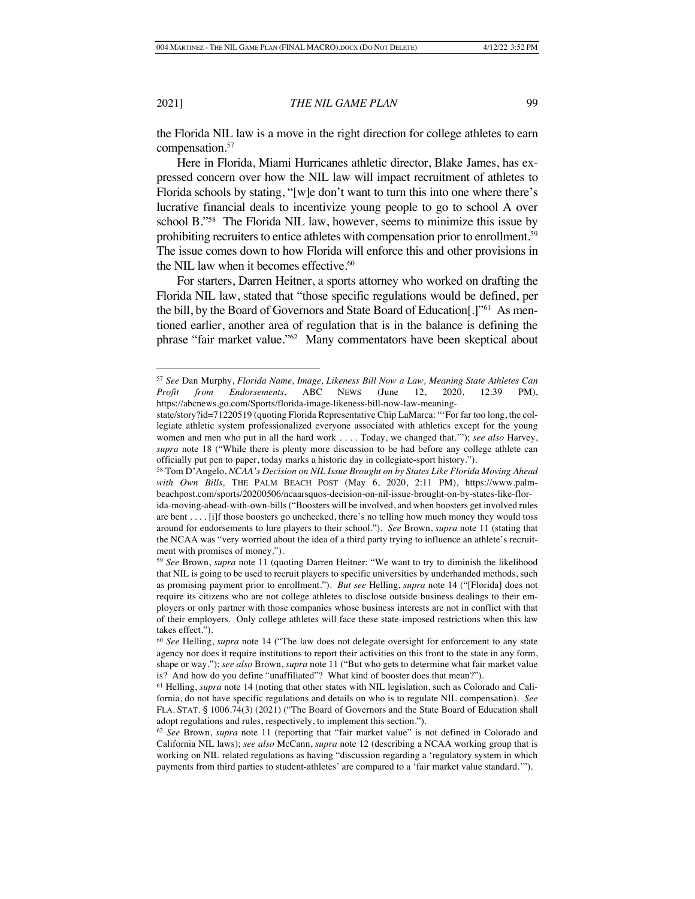the Florida NIL law is a move in the right direction for college athletes to earn compensation.[57]

Here in Florida, Miami Hurricanes athletic director, Blake James, has expressed concern over how the NIL law will impact recruitment of athletes to Florida schools by stating, "[w]e don't want to turn this into one where there's lucrative financial deals to incentivize young people to go to school A over school B."[58] The Florida NIL law, however, seems to minimize this issue by prohibiting recruiters to entice athletes with compensation prior to enrollment.[59] The issue comes down to how Florida will enforce this and other provisions in the NIL law when it becomes effective.[60]

For starters, Darren Heitner, a sports attorney who worked on drafting the Florida NIL law, stated that "those specific regulations would be defined, per the bill, by the Board of Governors and State Board of Education[.]"[61] As mentioned earlier, another area of regulation that is in the balance is defining the phrase "fair market value."[62] Many commentators have been skeptical about

---

[57] *See* Dan Murphy, *Florida Name, Image, Likeness Bill Now a Law, Meaning State Athletes Can Profit from Endorsements*, ABC NEWS (June 12, 2020, 12:39 PM), https://abcnews.go.com/Sports/florida-image-likeness-bill-now-law-meaning-state/story?id=71220519 (quoting Florida Representative Chip LaMarca: "'For far too long, the collegiate athletic system professionalized everyone associated with athletics except for the young women and men who put in all the hard work . . . . Today, we changed that.'"); *see also* Harvey, *supra* note 18 ("While there is plenty more discussion to be had before any college athlete can officially put pen to paper, today marks a historic day in collegiate-sport history.").

[58] Tom D'Angelo, *NCAA's Decision on NIL Issue Brought on by States Like Florida Moving Ahead with Own Bills,* THE PALM BEACH POST (May 6, 2020, 2:11 PM), https://www.palmbeachpost.com/sports/20200506/ncaarsquos-decision-on-nil-issue-brought-on-by-states-like-florida-moving-ahead-with-own-bills ("Boosters will be involved, and when boosters get involved rules are bent . . . . [i]f those boosters go unchecked, there's no telling how much money they would toss around for endorsements to lure players to their school."). *See* Brown, *supra* note 11 (stating that the NCAA was "very worried about the idea of a third party trying to influence an athlete's recruitment with promises of money.").

[59] *See* Brown, *supra* note 11 (quoting Darren Heitner: "We want to try to diminish the likelihood that NIL is going to be used to recruit players to specific universities by underhanded methods, such as promising payment prior to enrollment."). *But see* Helling, *supra* note 14 ("[Florida] does not require its citizens who are not college athletes to disclose outside business dealings to their employers or only partner with those companies whose business interests are not in conflict with that of their employers. Only college athletes will face these state-imposed restrictions when this law takes effect.").

[60] *See* Helling, *supra* note 14 ("The law does not delegate oversight for enforcement to any state agency nor does it require institutions to report their activities on this front to the state in any form, shape or way."); *see also* Brown, *supra* note 11 ("But who gets to determine what fair market value is? And how do you define "unaffiliated"? What kind of booster does that mean?").

[61] Helling, *supra* note 14 (noting that other states with NIL legislation, such as Colorado and California, do not have specific regulations and details on who is to regulate NIL compensation). *See* FLA. STAT. § 1006.74(3) (2021) ("The Board of Governors and the State Board of Education shall adopt regulations and rules, respectively, to implement this section.").

[62] *See* Brown, *supra* note 11 (reporting that "fair market value" is not defined in Colorado and California NIL laws); *see also* McCann, *supra* note 12 (describing a NCAA working group that is working on NIL related regulations as having "discussion regarding a 'regulatory system in which payments from third parties to student-athletes' are compared to a 'fair market value standard.'").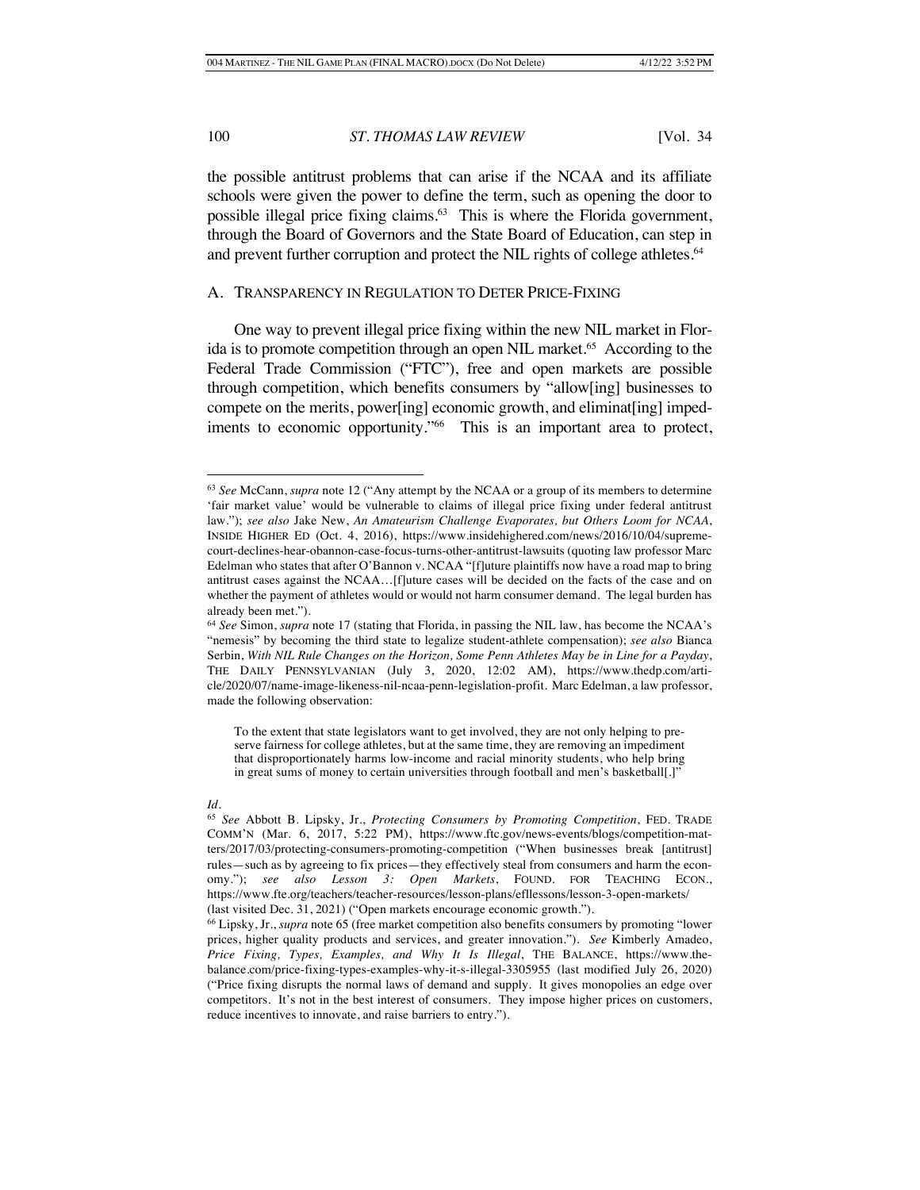the possible antitrust problems that can arise if the NCAA and its affiliate schools were given the power to define the term, such as opening the door to possible illegal price fixing claims.[63] This is where the Florida government, through the Board of Governors and the State Board of Education, can step in and prevent further corruption and protect the NIL rights of college athletes.[64]

## A. Transparency in Regulation to Deter Price-Fixing

One way to prevent illegal price fixing within the new NIL market in Florida is to promote competition through an open NIL market.[65] According to the Federal Trade Commission ("FTC"), free and open markets are possible through competition, which benefits consumers by "allow[ing] businesses to compete on the merits, power[ing] economic growth, and eliminat[ing] impediments to economic opportunity."[66] This is an important area to protect,

---

[63] *See* McCann, *supra* note 12 ("Any attempt by the NCAA or a group of its members to determine 'fair market value' would be vulnerable to claims of illegal price fixing under federal antitrust law."); *see also* Jake New, *An Amateurism Challenge Evaporates, but Others Loom for NCAA*, INSIDE HIGHER ED (Oct. 4, 2016), https://www.insidehighered.com/news/2016/10/04/supreme-court-declines-hear-obannon-case-focus-turns-other-antitrust-lawsuits (quoting law professor Marc Edelman who states that after O'Bannon v. NCAA "[f]uture plaintiffs now have a road map to bring antitrust cases against the NCAA…[f]uture cases will be decided on the facts of the case and on whether the payment of athletes would or would not harm consumer demand. The legal burden has already been met.").

[64] *See* Simon, *supra* note 17 (stating that Florida, in passing the NIL law, has become the NCAA's "nemesis" by becoming the third state to legalize student-athlete compensation); *see also* Bianca Serbin, *With NIL Rule Changes on the Horizon, Some Penn Athletes May be in Line for a Payday*, THE DAILY PENNSYLVANIAN (July 3, 2020, 12:02 AM), https://www.thedp.com/article/2020/07/name-image-likeness-nil-ncaa-penn-legislation-profit. Marc Edelman, a law professor, made the following observation:

> To the extent that state legislators want to get involved, they are not only helping to preserve fairness for college athletes, but at the same time, they are removing an impediment that disproportionately harms low-income and racial minority students, who help bring in great sums of money to certain universities through football and men's basketball[.]"

*Id.*

[65] *See* Abbott B. Lipsky, Jr., *Protecting Consumers by Promoting Competition*, FED. TRADE COMM'N (Mar. 6, 2017, 5:22 PM), https://www.ftc.gov/news-events/blogs/competition-matters/2017/03/protecting-consumers-promoting-competition ("When businesses break [antitrust] rules—such as by agreeing to fix prices—they effectively steal from consumers and harm the economy."); *see also Lesson 3: Open Markets*, FOUND. FOR TEACHING ECON., https://www.fte.org/teachers/teacher-resources/lesson-plans/efllessons/lesson-3-open-markets/ (last visited Dec. 31, 2021) ("Open markets encourage economic growth.").

[66] Lipsky, Jr., *supra* note 65 (free market competition also benefits consumers by promoting "lower prices, higher quality products and services, and greater innovation."). *See* Kimberly Amadeo, *Price Fixing, Types, Examples, and Why It Is Illegal*, THE BALANCE, https://www.thebalance.com/price-fixing-types-examples-why-it-s-illegal-3305955 (last modified July 26, 2020) ("Price fixing disrupts the normal laws of demand and supply. It gives monopolies an edge over competitors. It's not in the best interest of consumers. They impose higher prices on customers, reduce incentives to innovate, and raise barriers to entry.").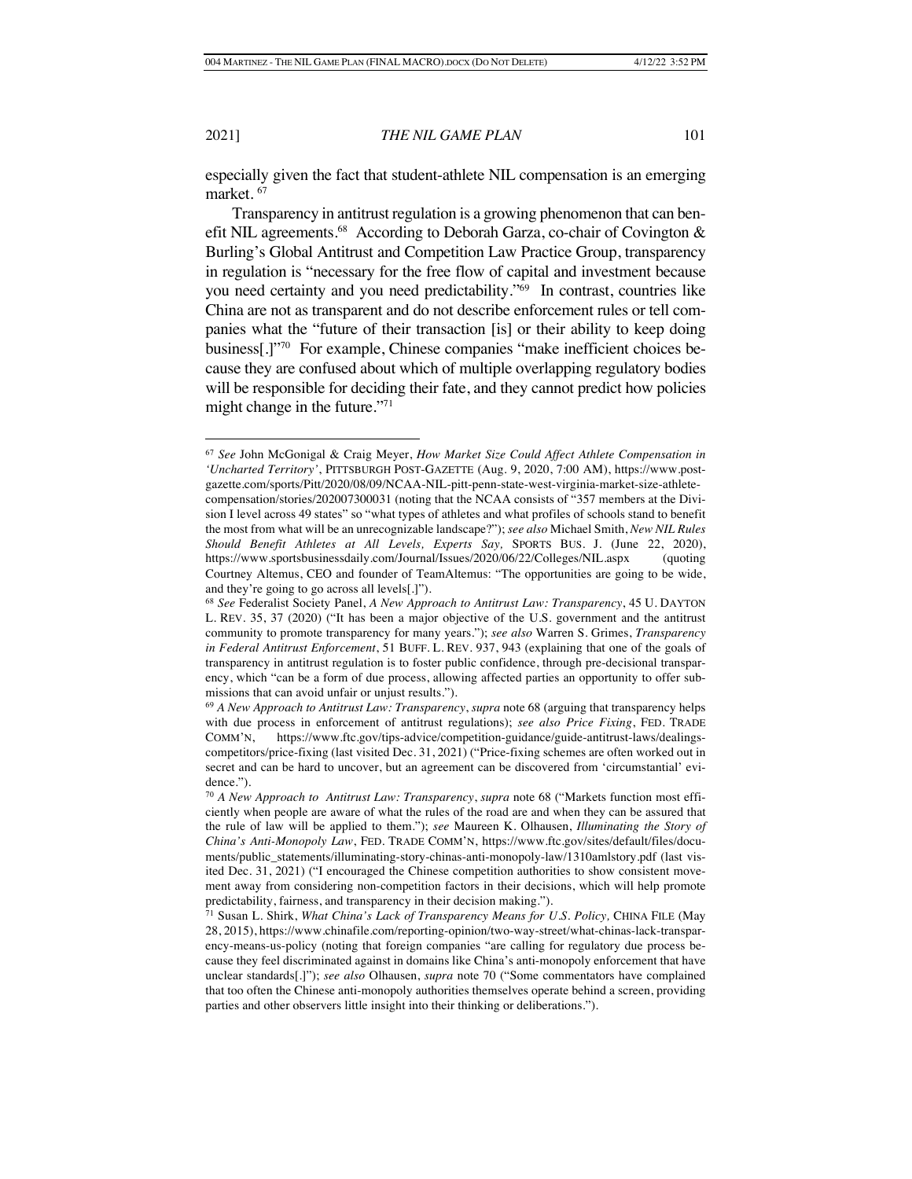especially given the fact that student-athlete NIL compensation is an emerging market. [67]

Transparency in antitrust regulation is a growing phenomenon that can benefit NIL agreements.[68] According to Deborah Garza, co-chair of Covington & Burling's Global Antitrust and Competition Law Practice Group, transparency in regulation is "necessary for the free flow of capital and investment because you need certainty and you need predictability."[69] In contrast, countries like China are not as transparent and do not describe enforcement rules or tell companies what the "future of their transaction [is] or their ability to keep doing business[.]"[70] For example, Chinese companies "make inefficient choices because they are confused about which of multiple overlapping regulatory bodies will be responsible for deciding their fate, and they cannot predict how policies might change in the future."[71]

---

[67] *See* John McGonigal & Craig Meyer, *How Market Size Could Affect Athlete Compensation in 'Uncharted Territory'*, PITTSBURGH POST-GAZETTE (Aug. 9, 2020, 7:00 AM), https://www.post-gazette.com/sports/Pitt/2020/08/09/NCAA-NIL-pitt-penn-state-west-virginia-market-size-athlete-compensation/stories/202007300031 (noting that the NCAA consists of "357 members at the Division I level across 49 states" so "what types of athletes and what profiles of schools stand to benefit the most from what will be an unrecognizable landscape?"); *see also* Michael Smith, *New NIL Rules Should Benefit Athletes at All Levels, Experts Say,* SPORTS BUS. J. (June 22, 2020), https://www.sportsbusinessdaily.com/Journal/Issues/2020/06/22/Colleges/NIL.aspx (quoting Courtney Altemus, CEO and founder of TeamAltemus: "The opportunities are going to be wide, and they're going to go across all levels[.]").

[68] *See* Federalist Society Panel, *A New Approach to Antitrust Law: Transparency*, 45 U. DAYTON L. REV. 35, 37 (2020) ("It has been a major objective of the U.S. government and the antitrust community to promote transparency for many years."); *see also* Warren S. Grimes, *Transparency in Federal Antitrust Enforcement*, 51 BUFF. L. REV. 937, 943 (explaining that one of the goals of transparency in antitrust regulation is to foster public confidence, through pre-decisional transparency, which "can be a form of due process, allowing affected parties an opportunity to offer submissions that can avoid unfair or unjust results.").

[69] *A New Approach to Antitrust Law: Transparency*, *supra* note 68 (arguing that transparency helps with due process in enforcement of antitrust regulations); *see also Price Fixing*, FED. TRADE COMM'N, https://www.ftc.gov/tips-advice/competition-guidance/guide-antitrust-laws/dealings-competitors/price-fixing (last visited Dec. 31, 2021) ("Price-fixing schemes are often worked out in secret and can be hard to uncover, but an agreement can be discovered from 'circumstantial' evidence.").

[70] *A New Approach to Antitrust Law: Transparency*, *supra* note 68 ("Markets function most efficiently when people are aware of what the rules of the road are and when they can be assured that the rule of law will be applied to them."); *see* Maureen K. Olhausen, *Illuminating the Story of China's Anti-Monopoly Law*, FED. TRADE COMM'N, https://www.ftc.gov/sites/default/files/documents/public_statements/illuminating-story-chinas-anti-monopoly-law/1310amlstory.pdf (last visited Dec. 31, 2021) ("I encouraged the Chinese competition authorities to show consistent movement away from considering non-competition factors in their decisions, which will help promote predictability, fairness, and transparency in their decision making.").

[71] Susan L. Shirk, *What China's Lack of Transparency Means for U.S. Policy,* CHINA FILE (May 28, 2015), https://www.chinafile.com/reporting-opinion/two-way-street/what-chinas-lack-transparency-means-us-policy (noting that foreign companies "are calling for regulatory due process because they feel discriminated against in domains like China's anti-monopoly enforcement that have unclear standards[.]"); *see also* Olhausen, *supra* note 70 ("Some commentators have complained that too often the Chinese anti-monopoly authorities themselves operate behind a screen, providing parties and other observers little insight into their thinking or deliberations.").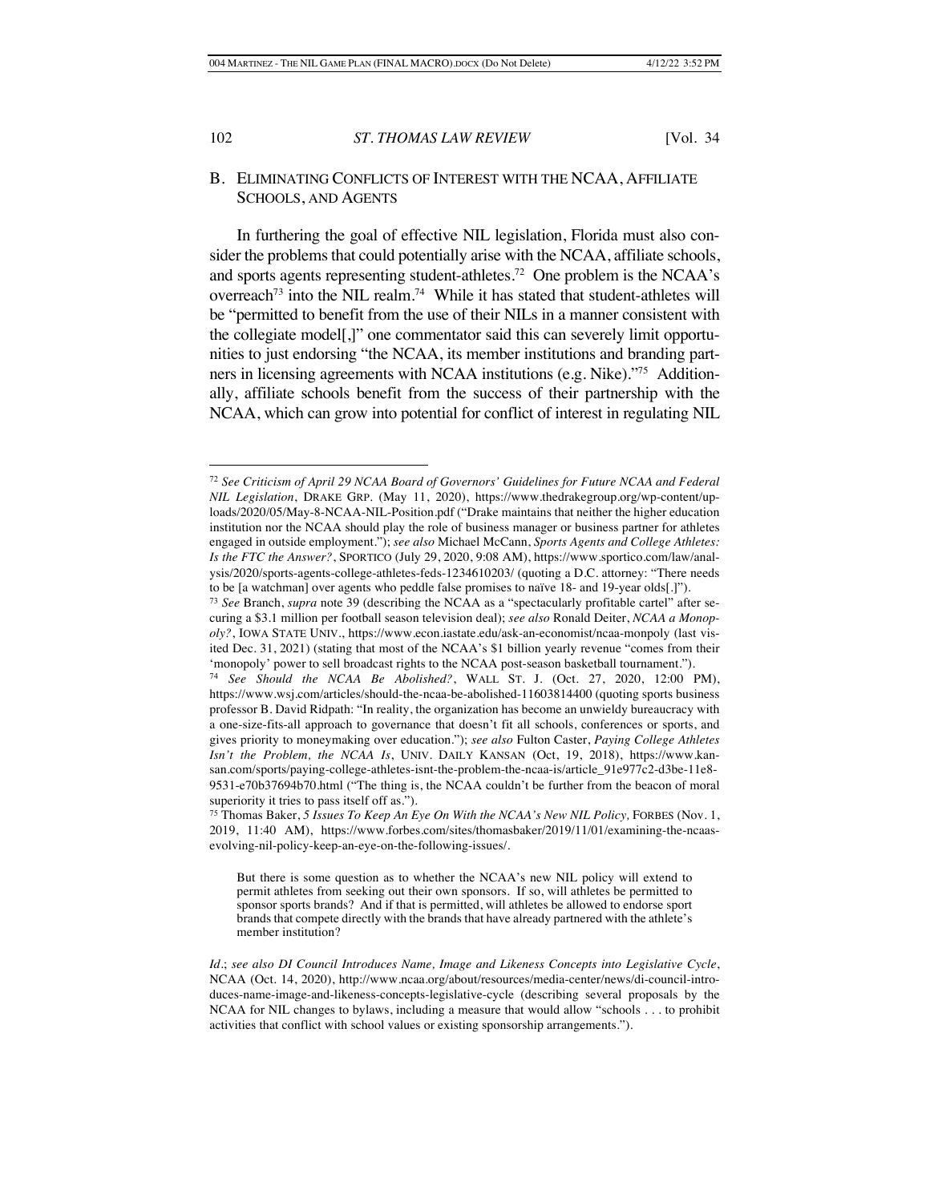## B. ELIMINATING CONFLICTS OF INTEREST WITH THE NCAA, AFFILIATE SCHOOLS, AND AGENTS

In furthering the goal of effective NIL legislation, Florida must also consider the problems that could potentially arise with the NCAA, affiliate schools, and sports agents representing student-athletes.[72] One problem is the NCAA's overreach[73] into the NIL realm.[74] While it has stated that student-athletes will be "permitted to benefit from the use of their NILs in a manner consistent with the collegiate model[,]" one commentator said this can severely limit opportunities to just endorsing "the NCAA, its member institutions and branding partners in licensing agreements with NCAA institutions (e.g. Nike)."[75] Additionally, affiliate schools benefit from the success of their partnership with the NCAA, which can grow into potential for conflict of interest in regulating NIL

---

[72] *See Criticism of April 29 NCAA Board of Governors' Guidelines for Future NCAA and Federal NIL Legislation*, DRAKE GRP. (May 11, 2020), https://www.thedrakegroup.org/wp-content/uploads/2020/05/May-8-NCAA-NIL-Position.pdf ("Drake maintains that neither the higher education institution nor the NCAA should play the role of business manager or business partner for athletes engaged in outside employment."); *see also* Michael McCann, *Sports Agents and College Athletes: Is the FTC the Answer?*, SPORTICO (July 29, 2020, 9:08 AM), https://www.sportico.com/law/analysis/2020/sports-agents-college-athletes-feds-1234610203/ (quoting a D.C. attorney: "There needs to be [a watchman] over agents who peddle false promises to naïve 18- and 19-year olds[.]").

[73] *See* Branch, *supra* note 39 (describing the NCAA as a "spectacularly profitable cartel" after securing a $3.1 million per football season television deal); *see also* Ronald Deiter, *NCAA a Monopoly?*, IOWA STATE UNIV., https://www.econ.iastate.edu/ask-an-economist/ncaa-monpoly (last visited Dec. 31, 2021) (stating that most of the NCAA's $1 billion yearly revenue "comes from their 'monopoly' power to sell broadcast rights to the NCAA post-season basketball tournament.").

[74] *See Should the NCAA Be Abolished?*, WALL ST. J. (Oct. 27, 2020, 12:00 PM), https://www.wsj.com/articles/should-the-ncaa-be-abolished-11603814400 (quoting sports business professor B. David Ridpath: "In reality, the organization has become an unwieldy bureaucracy with a one-size-fits-all approach to governance that doesn't fit all schools, conferences or sports, and gives priority to moneymaking over education."); *see also* Fulton Caster, *Paying College Athletes Isn't the Problem, the NCAA Is*, UNIV. DAILY KANSAN (Oct, 19, 2018), https://www.kansan.com/sports/paying-college-athletes-isnt-the-problem-the-ncaa-is/article_91e977c2-d3be-11e8-9531-e70b37694b70.html ("The thing is, the NCAA couldn't be further from the beacon of moral superiority it tries to pass itself off as.").

[75] Thomas Baker, *5 Issues To Keep An Eye On With the NCAA's New NIL Policy,* FORBES (Nov. 1, 2019, 11:40 AM), https://www.forbes.com/sites/thomasbaker/2019/11/01/examining-the-ncaas-evolving-nil-policy-keep-an-eye-on-the-following-issues/.

> But there is some question as to whether the NCAA's new NIL policy will extend to permit athletes from seeking out their own sponsors. If so, will athletes be permitted to sponsor sports brands? And if that is permitted, will athletes be allowed to endorse sport brands that compete directly with the brands that have already partnered with the athlete's member institution?

*Id.*; *see also DI Council Introduces Name, Image and Likeness Concepts into Legislative Cycle*, NCAA (Oct. 14, 2020), http://www.ncaa.org/about/resources/media-center/news/di-council-introduces-name-image-and-likeness-concepts-legislative-cycle (describing several proposals by the NCAA for NIL changes to bylaws, including a measure that would allow "schools . . . to prohibit activities that conflict with school values or existing sponsorship arrangements.").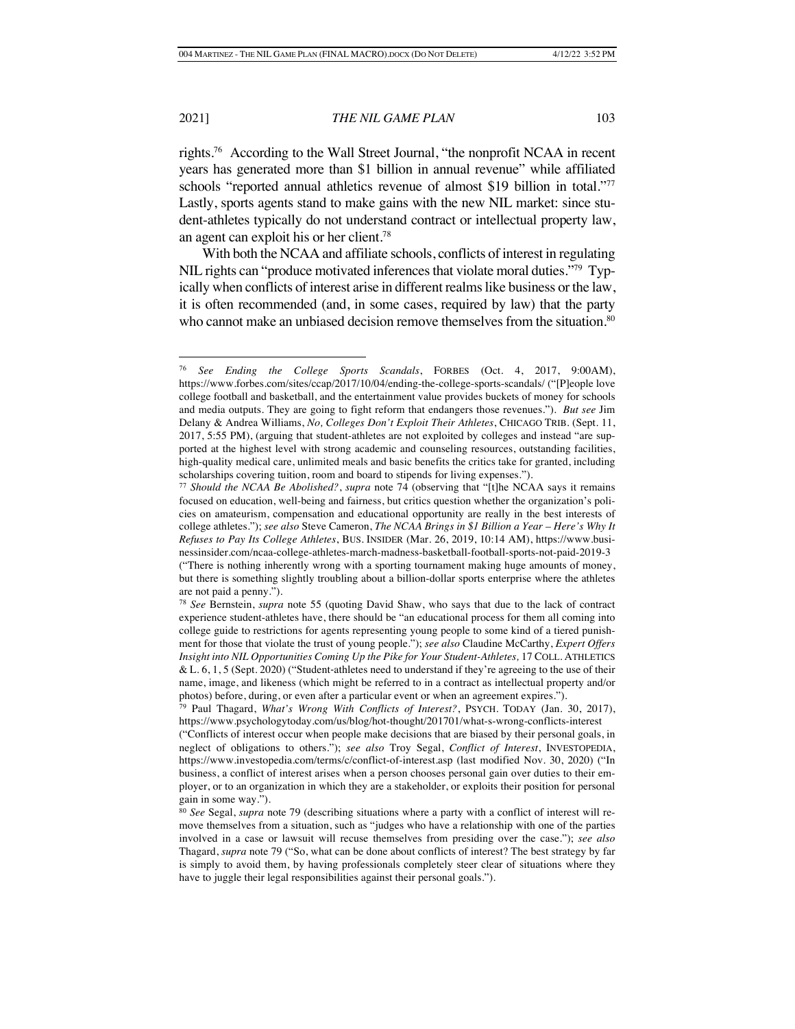rights.[76] According to the Wall Street Journal, "the nonprofit NCAA in recent years has generated more than $1 billion in annual revenue" while affiliated schools "reported annual athletics revenue of almost $19 billion in total."[77] Lastly, sports agents stand to make gains with the new NIL market: since student-athletes typically do not understand contract or intellectual property law, an agent can exploit his or her client.[78]

With both the NCAA and affiliate schools, conflicts of interest in regulating NIL rights can "produce motivated inferences that violate moral duties."[79] Typically when conflicts of interest arise in different realms like business or the law, it is often recommended (and, in some cases, required by law) that the party who cannot make an unbiased decision remove themselves from the situation.[80]

---

[76] *See Ending the College Sports Scandals*, FORBES (Oct. 4, 2017, 9:00AM), https://www.forbes.com/sites/ccap/2017/10/04/ending-the-college-sports-scandals/ ("[P]eople love college football and basketball, and the entertainment value provides buckets of money for schools and media outputs. They are going to fight reform that endangers those revenues."). *But see* Jim Delany & Andrea Williams, *No, Colleges Don't Exploit Their Athletes*, CHICAGO TRIB. (Sept. 11, 2017, 5:55 PM), (arguing that student-athletes are not exploited by colleges and instead "are supported at the highest level with strong academic and counseling resources, outstanding facilities, high-quality medical care, unlimited meals and basic benefits the critics take for granted, including scholarships covering tuition, room and board to stipends for living expenses.").

[77] *Should the NCAA Be Abolished?*, *supra* note 74 (observing that "[t]he NCAA says it remains focused on education, well-being and fairness, but critics question whether the organization's policies on amateurism, compensation and educational opportunity are really in the best interests of college athletes."); *see also* Steve Cameron, *The NCAA Brings in $1 Billion a Year – Here's Why It Refuses to Pay Its College Athletes*, BUS. INSIDER (Mar. 26, 2019, 10:14 AM), https://www.businessinsider.com/ncaa-college-athletes-march-madness-basketball-football-sports-not-paid-2019-3 ("There is nothing inherently wrong with a sporting tournament making huge amounts of money, but there is something slightly troubling about a billion-dollar sports enterprise where the athletes are not paid a penny.").

[78] *See* Bernstein, *supra* note 55 (quoting David Shaw, who says that due to the lack of contract experience student-athletes have, there should be "an educational process for them all coming into college guide to restrictions for agents representing young people to some kind of a tiered punishment for those that violate the trust of young people."); *see also* Claudine McCarthy, *Expert Offers Insight into NIL Opportunities Coming Up the Pike for Your Student-Athletes,* 17 COLL. ATHLETICS & L. 6, 1, 5 (Sept. 2020) ("Student-athletes need to understand if they're agreeing to the use of their name, image, and likeness (which might be referred to in a contract as intellectual property and/or photos) before, during, or even after a particular event or when an agreement expires.").

[79] Paul Thagard, *What's Wrong With Conflicts of Interest?*, PSYCH. TODAY (Jan. 30, 2017), https://www.psychologytoday.com/us/blog/hot-thought/201701/what-s-wrong-conflicts-interest ("Conflicts of interest occur when people make decisions that are biased by their personal goals, in neglect of obligations to others."); *see also* Troy Segal, *Conflict of Interest*, INVESTOPEDIA, https://www.investopedia.com/terms/c/conflict-of-interest.asp (last modified Nov. 30, 2020) ("In business, a conflict of interest arises when a person chooses personal gain over duties to their employer, or to an organization in which they are a stakeholder, or exploits their position for personal gain in some way.").

[80] *See* Segal, *supra* note 79 (describing situations where a party with a conflict of interest will remove themselves from a situation, such as "judges who have a relationship with one of the parties involved in a case or lawsuit will recuse themselves from presiding over the case."); *see also* Thagard, *supra* note 79 ("So, what can be done about conflicts of interest? The best strategy by far is simply to avoid them, by having professionals completely steer clear of situations where they have to juggle their legal responsibilities against their personal goals.").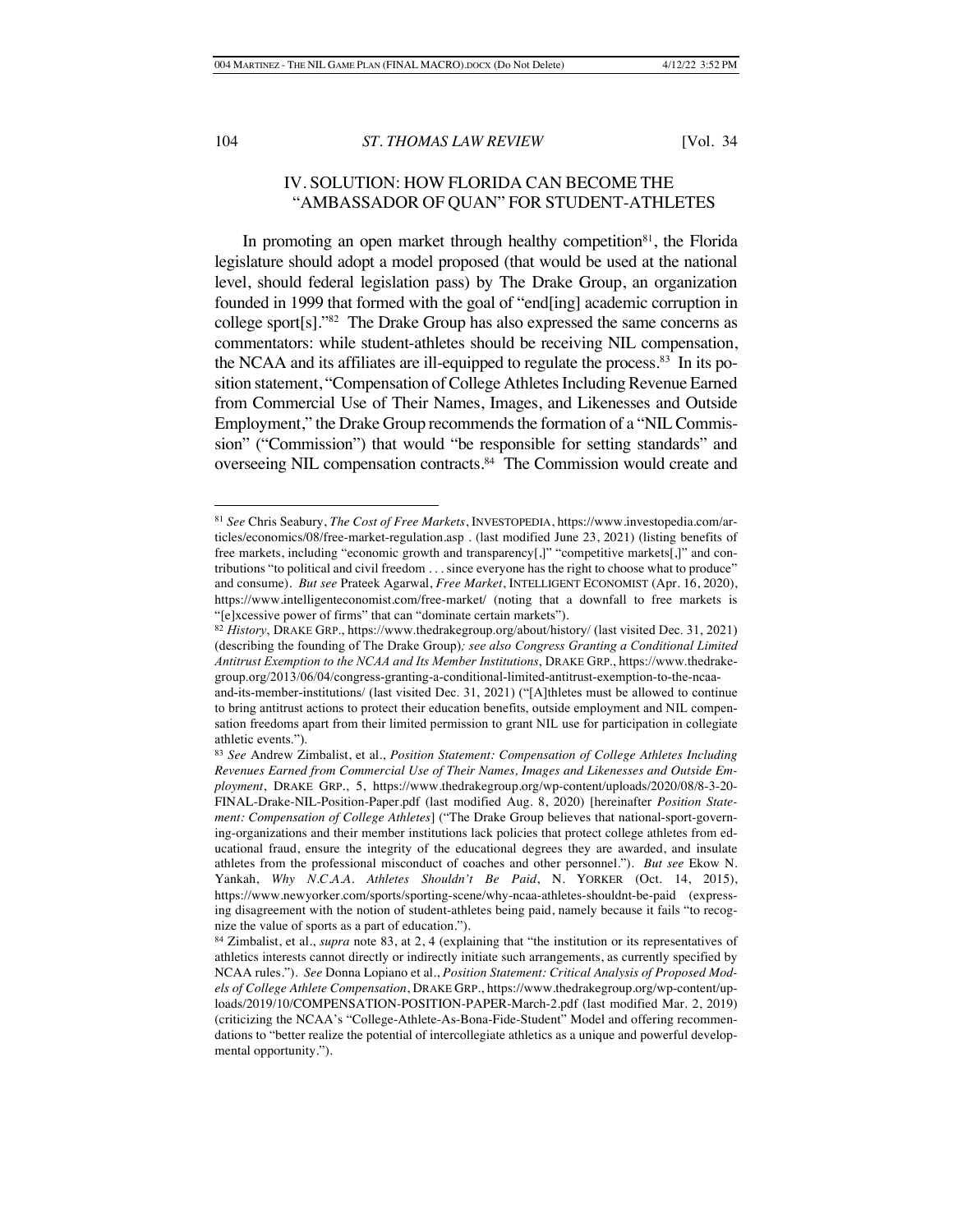## IV. SOLUTION: HOW FLORIDA CAN BECOME THE "AMBASSADOR OF QUAN" FOR STUDENT-ATHLETES

In promoting an open market through healthy competition[81], the Florida legislature should adopt a model proposed (that would be used at the national level, should federal legislation pass) by The Drake Group, an organization founded in 1999 that formed with the goal of "end[ing] academic corruption in college sport[s]."[82] The Drake Group has also expressed the same concerns as commentators: while student-athletes should be receiving NIL compensation, the NCAA and its affiliates are ill-equipped to regulate the process.[83] In its position statement, "Compensation of College Athletes Including Revenue Earned from Commercial Use of Their Names, Images, and Likenesses and Outside Employment," the Drake Group recommends the formation of a "NIL Commission" ("Commission") that would "be responsible for setting standards" and overseeing NIL compensation contracts.[84] The Commission would create and

---

[81] *See* Chris Seabury, *The Cost of Free Markets*, INVESTOPEDIA, https://www.investopedia.com/articles/economics/08/free-market-regulation.asp . (last modified June 23, 2021) (listing benefits of free markets, including "economic growth and transparency[,]" "competitive markets[,]" and contributions "to political and civil freedom . . . since everyone has the right to choose what to produce" and consume). *But see* Prateek Agarwal, *Free Market*, INTELLIGENT ECONOMIST (Apr. 16, 2020), https://www.intelligenteconomist.com/free-market/ (noting that a downfall to free markets is "[e]xcessive power of firms" that can "dominate certain markets").

[82] *History*, DRAKE GRP., https://www.thedrakegroup.org/about/history/ (last visited Dec. 31, 2021) (describing the founding of The Drake Group)*; see also Congress Granting a Conditional Limited Antitrust Exemption to the NCAA and Its Member Institutions*, DRAKE GRP., https://www.thedrakegroup.org/2013/06/04/congress-granting-a-conditional-limited-antitrust-exemption-to-the-ncaa-and-its-member-institutions/ (last visited Dec. 31, 2021) ("[A]thletes must be allowed to continue to bring antitrust actions to protect their education benefits, outside employment and NIL compensation freedoms apart from their limited permission to grant NIL use for participation in collegiate athletic events.").

[83] *See* Andrew Zimbalist, et al., *Position Statement: Compensation of College Athletes Including Revenues Earned from Commercial Use of Their Names, Images and Likenesses and Outside Employment*, DRAKE GRP., 5, https://www.thedrakegroup.org/wp-content/uploads/2020/08/8-3-20-FINAL-Drake-NIL-Position-Paper.pdf (last modified Aug. 8, 2020) [hereinafter *Position Statement: Compensation of College Athletes*] ("The Drake Group believes that national-sport-governing-organizations and their member institutions lack policies that protect college athletes from educational fraud, ensure the integrity of the educational degrees they are awarded, and insulate athletes from the professional misconduct of coaches and other personnel."). *But see* Ekow N. Yankah, *Why N.C.A.A. Athletes Shouldn't Be Paid*, N. YORKER (Oct. 14, 2015), https://www.newyorker.com/sports/sporting-scene/why-ncaa-athletes-shouldnt-be-paid (expressing disagreement with the notion of student-athletes being paid, namely because it fails "to recognize the value of sports as a part of education.").

[84] Zimbalist, et al., *supra* note 83, at 2, 4 (explaining that "the institution or its representatives of athletics interests cannot directly or indirectly initiate such arrangements, as currently specified by NCAA rules."). *See* Donna Lopiano et al., *Position Statement: Critical Analysis of Proposed Models of College Athlete Compensation*, DRAKE GRP., https://www.thedrakegroup.org/wp-content/uploads/2019/10/COMPENSATION-POSITION-PAPER-March-2.pdf (last modified Mar. 2, 2019) (criticizing the NCAA's "College-Athlete-As-Bona-Fide-Student" Model and offering recommendations to "better realize the potential of intercollegiate athletics as a unique and powerful developmental opportunity.").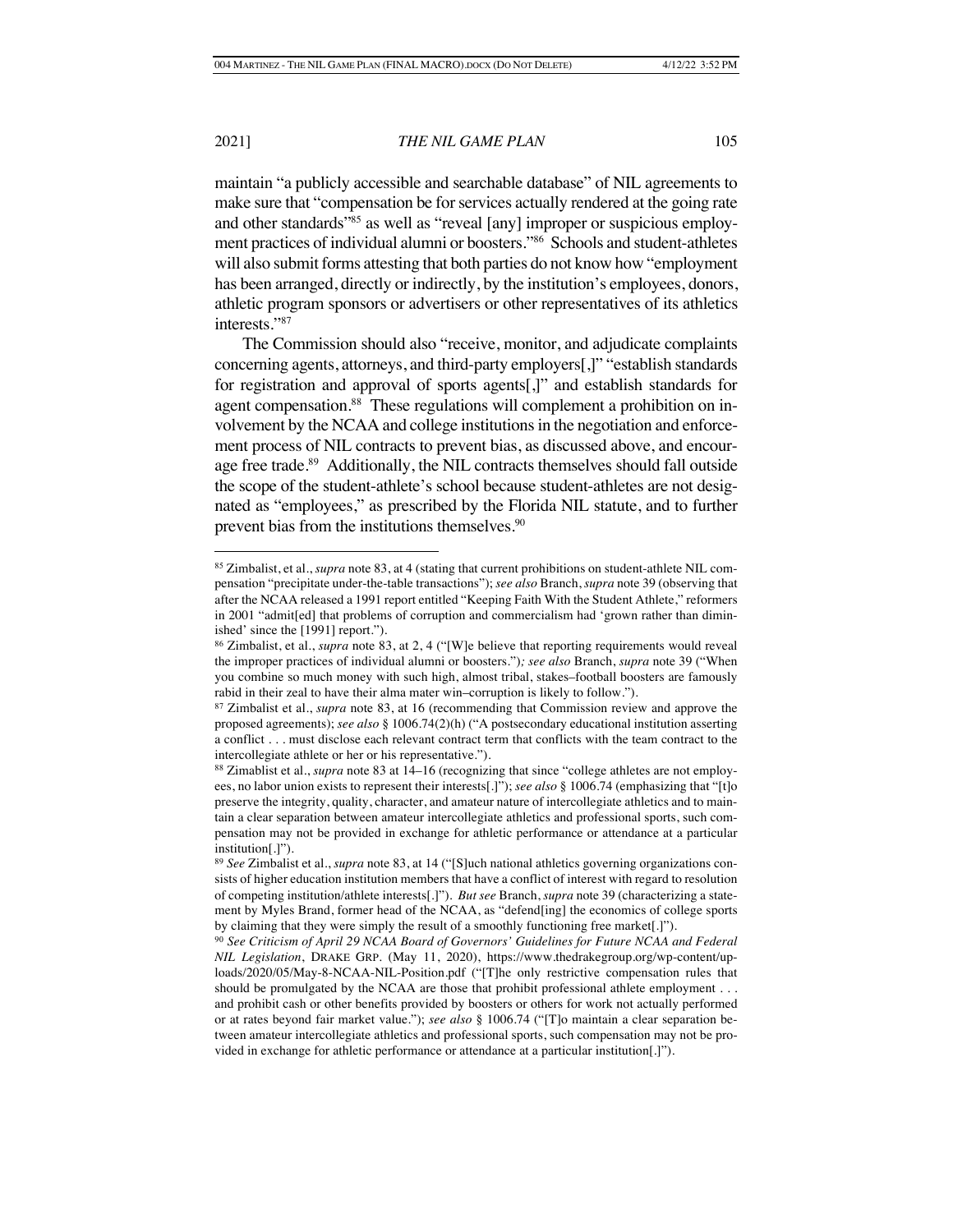maintain "a publicly accessible and searchable database" of NIL agreements to make sure that "compensation be for services actually rendered at the going rate and other standards"[85] as well as "reveal [any] improper or suspicious employment practices of individual alumni or boosters."[86] Schools and student-athletes will also submit forms attesting that both parties do not know how "employment has been arranged, directly or indirectly, by the institution's employees, donors, athletic program sponsors or advertisers or other representatives of its athletics interests."[87]

The Commission should also "receive, monitor, and adjudicate complaints concerning agents, attorneys, and third-party employers[,]" "establish standards for registration and approval of sports agents[,]" and establish standards for agent compensation.[88] These regulations will complement a prohibition on involvement by the NCAA and college institutions in the negotiation and enforcement process of NIL contracts to prevent bias, as discussed above, and encourage free trade.[89] Additionally, the NIL contracts themselves should fall outside the scope of the student-athlete's school because student-athletes are not designated as "employees," as prescribed by the Florida NIL statute, and to further prevent bias from the institutions themselves.[90]

---

[85] Zimbalist, et al., *supra* note 83, at 4 (stating that current prohibitions on student-athlete NIL compensation "precipitate under-the-table transactions"); *see also* Branch, *supra* note 39 (observing that after the NCAA released a 1991 report entitled "Keeping Faith With the Student Athlete," reformers in 2001 "admit[ed] that problems of corruption and commercialism had 'grown rather than diminished' since the [1991] report.").

[86] Zimbalist, et al., *supra* note 83, at 2, 4 ("[W]e believe that reporting requirements would reveal the improper practices of individual alumni or boosters."); *see also* Branch, *supra* note 39 ("When you combine so much money with such high, almost tribal, stakes–football boosters are famously rabid in their zeal to have their alma mater win–corruption is likely to follow.").

[87] Zimbalist et al., *supra* note 83, at 16 (recommending that Commission review and approve the proposed agreements); *see also* § 1006.74(2)(h) ("A postsecondary educational institution asserting a conflict . . . must disclose each relevant contract term that conflicts with the team contract to the intercollegiate athlete or her or his representative.").

[88] Zimablist et al., *supra* note 83 at 14–16 (recognizing that since "college athletes are not employees, no labor union exists to represent their interests[.]"); *see also* § 1006.74 (emphasizing that "[t]o preserve the integrity, quality, character, and amateur nature of intercollegiate athletics and to maintain a clear separation between amateur intercollegiate athletics and professional sports, such compensation may not be provided in exchange for athletic performance or attendance at a particular institution[.]").

[89] *See* Zimbalist et al., *supra* note 83, at 14 ("[S]uch national athletics governing organizations consists of higher education institution members that have a conflict of interest with regard to resolution of competing institution/athlete interests[.]"). *But see* Branch, *supra* note 39 (characterizing a statement by Myles Brand, former head of the NCAA, as "defend[ing] the economics of college sports by claiming that they were simply the result of a smoothly functioning free market[.]").

[90] *See Criticism of April 29 NCAA Board of Governors' Guidelines for Future NCAA and Federal NIL Legislation*, DRAKE GRP. (May 11, 2020), https://www.thedrakegroup.org/wp-content/uploads/2020/05/May-8-NCAA-NIL-Position.pdf ("[T]he only restrictive compensation rules that should be promulgated by the NCAA are those that prohibit professional athlete employment . . . and prohibit cash or other benefits provided by boosters or others for work not actually performed or at rates beyond fair market value."); *see also* § 1006.74 ("[T]o maintain a clear separation between amateur intercollegiate athletics and professional sports, such compensation may not be provided in exchange for athletic performance or attendance at a particular institution[.]").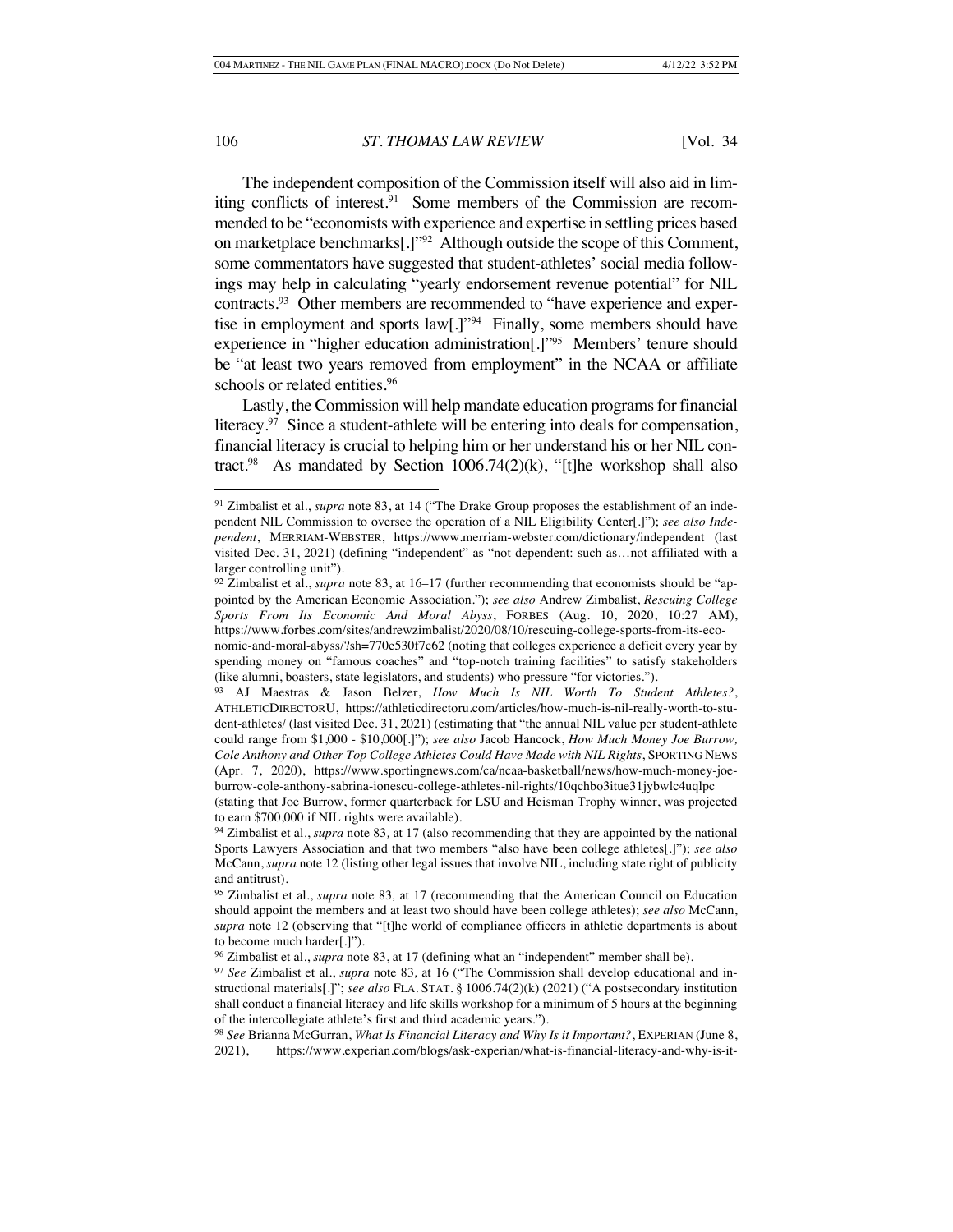The independent composition of the Commission itself will also aid in limiting conflicts of interest.[91] Some members of the Commission are recommended to be "economists with experience and expertise in settling prices based on marketplace benchmarks[.]"[92] Although outside the scope of this Comment, some commentators have suggested that student-athletes' social media followings may help in calculating "yearly endorsement revenue potential" for NIL contracts.[93] Other members are recommended to "have experience and expertise in employment and sports law[.]"[94] Finally, some members should have experience in "higher education administration[.]"[95] Members' tenure should be "at least two years removed from employment" in the NCAA or affiliate schools or related entities.[96]

Lastly, the Commission will help mandate education programs for financial literacy.[97] Since a student-athlete will be entering into deals for compensation, financial literacy is crucial to helping him or her understand his or her NIL contract.[98] As mandated by Section 1006.74(2)(k), "[t]he workshop shall also

---

[91] Zimbalist et al., *supra* note 83, at 14 ("The Drake Group proposes the establishment of an independent NIL Commission to oversee the operation of a NIL Eligibility Center[.]"); *see also Independent*, MERRIAM-WEBSTER, https://www.merriam-webster.com/dictionary/independent (last visited Dec. 31, 2021) (defining "independent" as "not dependent: such as…not affiliated with a larger controlling unit").

[92] Zimbalist et al., *supra* note 83, at 16–17 (further recommending that economists should be "appointed by the American Economic Association."); *see also* Andrew Zimbalist, *Rescuing College Sports From Its Economic And Moral Abyss*, FORBES (Aug. 10, 2020, 10:27 AM), https://www.forbes.com/sites/andrewzimbalist/2020/08/10/rescuing-college-sports-from-its-economic-and-moral-abyss/?sh=770e530f7c62 (noting that colleges experience a deficit every year by spending money on "famous coaches" and "top-notch training facilities" to satisfy stakeholders (like alumni, boosters, state legislators, and students) who pressure "for victories.").

[93] AJ Maestras & Jason Belzer, *How Much Is NIL Worth To Student Athletes?*, ATHLETICDIRECTORU, https://athleticdirectoru.com/articles/how-much-is-nil-really-worth-to-student-athletes/ (last visited Dec. 31, 2021) (estimating that "the annual NIL value per student-athlete could range from $1,000 - $10,000[.]"); *see also* Jacob Hancock, *How Much Money Joe Burrow, Cole Anthony and Other Top College Athletes Could Have Made with NIL Rights*, SPORTING NEWS (Apr. 7, 2020), https://www.sportingnews.com/ca/ncaa-basketball/news/how-much-money-joe-burrow-cole-anthony-sabrina-ionescu-college-athletes-nil-rights/10qchbo3itue31jybwlc4uqlpc (stating that Joe Burrow, former quarterback for LSU and Heisman Trophy winner, was projected to earn $700,000 if NIL rights were available).

[94] Zimbalist et al., *supra* note 83, at 17 (also recommending that they are appointed by the national Sports Lawyers Association and that two members "also have been college athletes[.]"); *see also* McCann, *supra* note 12 (listing other legal issues that involve NIL, including state right of publicity and antitrust).

[95] Zimbalist et al., *supra* note 83, at 17 (recommending that the American Council on Education should appoint the members and at least two should have been college athletes); *see also* McCann, *supra* note 12 (observing that "[t]he world of compliance officers in athletic departments is about to become much harder[.]").

[96] Zimbalist et al., *supra* note 83, at 17 (defining what an "independent" member shall be).

[97] *See* Zimbalist et al., *supra* note 83, at 16 ("The Commission shall develop educational and instructional materials[.]"; *see also* FLA. STAT. § 1006.74(2)(k) (2021) ("A postsecondary institution shall conduct a financial literacy and life skills workshop for a minimum of 5 hours at the beginning of the intercollegiate athlete's first and third academic years.").

[98] *See* Brianna McGurran, *What Is Financial Literacy and Why Is it Important?*, EXPERIAN (June 8, 2021), https://www.experian.com/blogs/ask-experian/what-is-financial-literacy-and-why-is-it-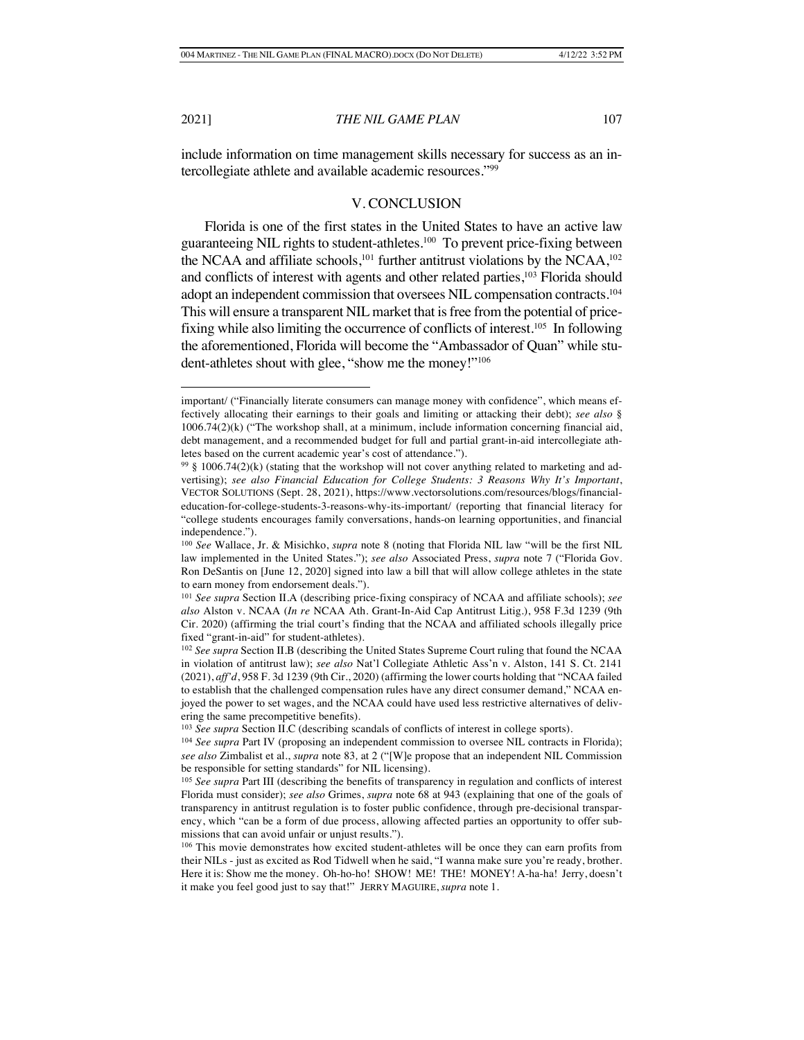include information on time management skills necessary for success as an intercollegiate athlete and available academic resources."[99]

## V. CONCLUSION

Florida is one of the first states in the United States to have an active law guaranteeing NIL rights to student-athletes.[100] To prevent price-fixing between the NCAA and affiliate schools,[101] further antitrust violations by the NCAA,[102] and conflicts of interest with agents and other related parties,[103] Florida should adopt an independent commission that oversees NIL compensation contracts.[104] This will ensure a transparent NIL market that is free from the potential of price-fixing while also limiting the occurrence of conflicts of interest.[105] In following the aforementioned, Florida will become the "Ambassador of Quan" while student-athletes shout with glee, "show me the money!"[106]

---

important/ ("Financially literate consumers can manage money with confidence", which means effectively allocating their earnings to their goals and limiting or attacking their debt); *see also* § 1006.74(2)(k) ("The workshop shall, at a minimum, include information concerning financial aid, debt management, and a recommended budget for full and partial grant-in-aid intercollegiate athletes based on the current academic year's cost of attendance.").

[99] § 1006.74(2)(k) (stating that the workshop will not cover anything related to marketing and advertising); *see also Financial Education for College Students: 3 Reasons Why It's Important*, VECTOR SOLUTIONS (Sept. 28, 2021), https://www.vectorsolutions.com/resources/blogs/financial-education-for-college-students-3-reasons-why-its-important/ (reporting that financial literacy for "college students encourages family conversations, hands-on learning opportunities, and financial independence.").

[100] *See* Wallace, Jr. & Misichko, *supra* note 8 (noting that Florida NIL law "will be the first NIL law implemented in the United States."); *see also* Associated Press, *supra* note 7 ("Florida Gov. Ron DeSantis on [June 12, 2020] signed into law a bill that will allow college athletes in the state to earn money from endorsement deals.").

[101] *See supra* Section II.A (describing price-fixing conspiracy of NCAA and affiliate schools); *see also* Alston v. NCAA (*In re* NCAA Ath. Grant-In-Aid Cap Antitrust Litig.), 958 F.3d 1239 (9th Cir. 2020) (affirming the trial court's finding that the NCAA and affiliated schools illegally price fixed "grant-in-aid" for student-athletes).

[102] *See supra* Section II.B (describing the United States Supreme Court ruling that found the NCAA in violation of antitrust law); *see also* Nat'l Collegiate Athletic Ass'n v. Alston, 141 S. Ct. 2141 (2021), *aff'd*, 958 F. 3d 1239 (9th Cir., 2020) (affirming the lower courts holding that "NCAA failed to establish that the challenged compensation rules have any direct consumer demand," NCAA enjoyed the power to set wages, and the NCAA could have used less restrictive alternatives of delivering the same precompetitive benefits).

[103] *See supra* Section II.C (describing scandals of conflicts of interest in college sports).

[104] *See supra* Part IV (proposing an independent commission to oversee NIL contracts in Florida); *see also* Zimbalist et al., *supra* note 83, at 2 ("[W]e propose that an independent NIL Commission be responsible for setting standards" for NIL licensing).

[105] *See supra* Part III (describing the benefits of transparency in regulation and conflicts of interest Florida must consider); *see also* Grimes, *supra* note 68 at 943 (explaining that one of the goals of transparency in antitrust regulation is to foster public confidence, through pre-decisional transparency, which "can be a form of due process, allowing affected parties an opportunity to offer submissions that can avoid unfair or unjust results.").

[106] This movie demonstrates how excited student-athletes will be once they can earn profits from their NILs - just as excited as Rod Tidwell when he said, "I wanna make sure you're ready, brother. Here it is: Show me the money. Oh-ho-ho! SHOW! ME! THE! MONEY! A-ha-ha! Jerry, doesn't it make you feel good just to say that!" JERRY MAGUIRE, *supra* note 1.